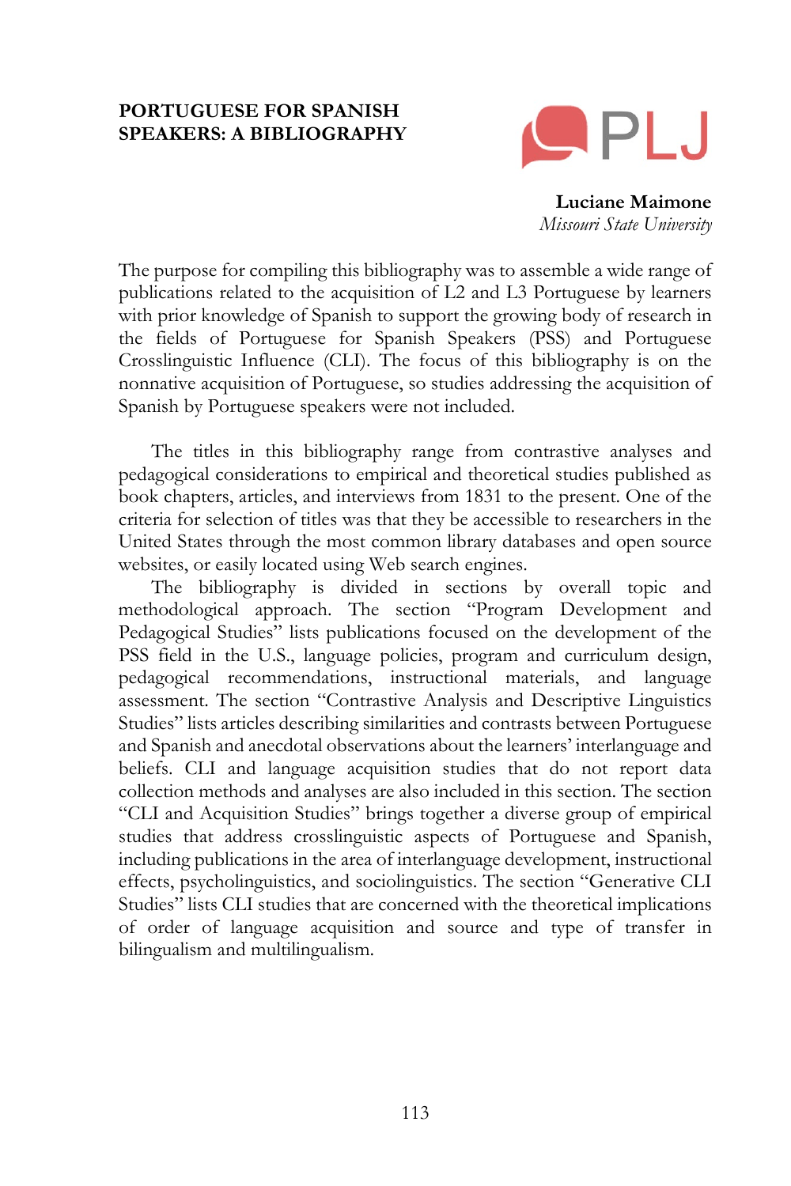# PORTUGUESE FOR SPANISH SPEAKERS: A BIBLIOGRAPHY

**Luciane Maimone**
*Missouri State University*

The purpose for compiling this bibliography was to assemble a wide range of publications related to the acquisition of L2 and L3 Portuguese by learners with prior knowledge of Spanish to support the growing body of research in the fields of Portuguese for Spanish Speakers (PSS) and Portuguese Crosslinguistic Influence (CLI). The focus of this bibliography is on the nonnative acquisition of Portuguese, so studies addressing the acquisition of Spanish by Portuguese speakers were not included.

The titles in this bibliography range from contrastive analyses and pedagogical considerations to empirical and theoretical studies published as book chapters, articles, and interviews from 1831 to the present. One of the criteria for selection of titles was that they be accessible to researchers in the United States through the most common library databases and open source websites, or easily located using Web search engines.

The bibliography is divided in sections by overall topic and methodological approach. The section "Program Development and Pedagogical Studies" lists publications focused on the development of the PSS field in the U.S., language policies, program and curriculum design, pedagogical recommendations, instructional materials, and language assessment. The section "Contrastive Analysis and Descriptive Linguistics Studies" lists articles describing similarities and contrasts between Portuguese and Spanish and anecdotal observations about the learners' interlanguage and beliefs. CLI and language acquisition studies that do not report data collection methods and analyses are also included in this section. The section "CLI and Acquisition Studies" brings together a diverse group of empirical studies that address crosslinguistic aspects of Portuguese and Spanish, including publications in the area of interlanguage development, instructional effects, psycholinguistics, and sociolinguistics. The section "Generative CLI Studies" lists CLI studies that are concerned with the theoretical implications of order of language acquisition and source and type of transfer in bilingualism and multilingualism.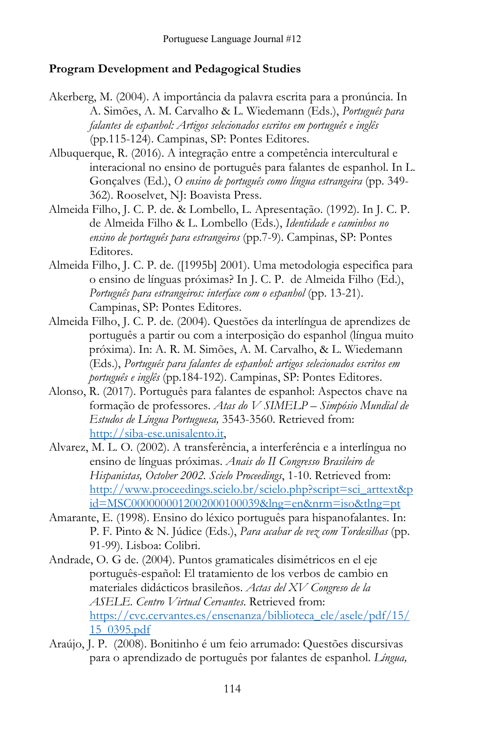## Program Development and Pedagogical Studies

Akerberg, M. (2004). A importância da palavra escrita para a pronúncia. In A. Simões, A. M. Carvalho & L. Wiedemann (Eds.), *Português para falantes de espanhol: Artigos selecionados escritos em português e inglês* (pp.115-124). Campinas, SP: Pontes Editores.

Albuquerque, R. (2016). A integração entre a competência intercultural e interacional no ensino de português para falantes de espanhol. In L. Gonçalves (Ed.), *O ensino de português como língua estrangeira* (pp. 349-362). Rooselvet, NJ: Boavista Press.

Almeida Filho, J. C. P. de. & Lombello, L. Apresentação. (1992). In J. C. P. de Almeida Filho & L. Lombello (Eds.), *Identidade e caminhos no ensino de português para estrangeiros* (pp.7-9). Campinas, SP: Pontes Editores.

Almeida Filho, J. C. P. de. ([1995b] 2001). Uma metodologia especifica para o ensino de línguas próximas? In J. C. P. de Almeida Filho (Ed.), *Português para estrangeiros: interface com o espanhol* (pp. 13-21). Campinas, SP: Pontes Editores.

Almeida Filho, J. C. P. de. (2004). Questões da interlíngua de aprendizes de português a partir ou com a interposição do espanhol (língua muito próxima). In: A. R. M. Simões, A. M. Carvalho, & L. Wiedemann (Eds.), *Português para falantes de espanhol: artigos selecionados escritos em português e inglês* (pp.184-192). Campinas, SP: Pontes Editores.

Alonso, R. (2017). Português para falantes de espanhol: Aspectos chave na formação de professores. *Atas do V SIMELP – Simpósio Mundial de Estudos de Língua Portuguesa,* 3543-3560. Retrieved from: http://siba-ese.unisalento.it,

Alvarez, M. L. O. (2002). A transferência, a interferência e a interlíngua no ensino de línguas próximas. *Anais do II Congresso Brasileiro de Hispanistas, October 2002. Scielo Proceedings*, 1-10. Retrieved from: http://www.proceedings.scielo.br/scielo.php?script=sci_arttext&pid=MSC0000000012002000100039&lng=en&nrm=iso&tlng=pt

Amarante, E. (1998). Ensino do léxico português para hispanofalantes. In: P. F. Pinto & N. Júdice (Eds.), *Para acabar de vez com Tordesilhas* (pp. 91-99). Lisboa: Colibri.

Andrade, O. G de. (2004). Puntos gramaticales disimétricos en el eje português-español: El tratamiento de los verbos de cambio en materiales didácticos brasileños. *Actas del XV Congreso de la ASELE. Centro Virtual Cervantes.* Retrieved from: https://cvc.cervantes.es/ensenanza/biblioteca_ele/asele/pdf/15/15_0395.pdf

Araújo, J. P. (2008). Bonitinho é um feio arrumado: Questões discursivas para o aprendizado de português por falantes de espanhol. *Língua,*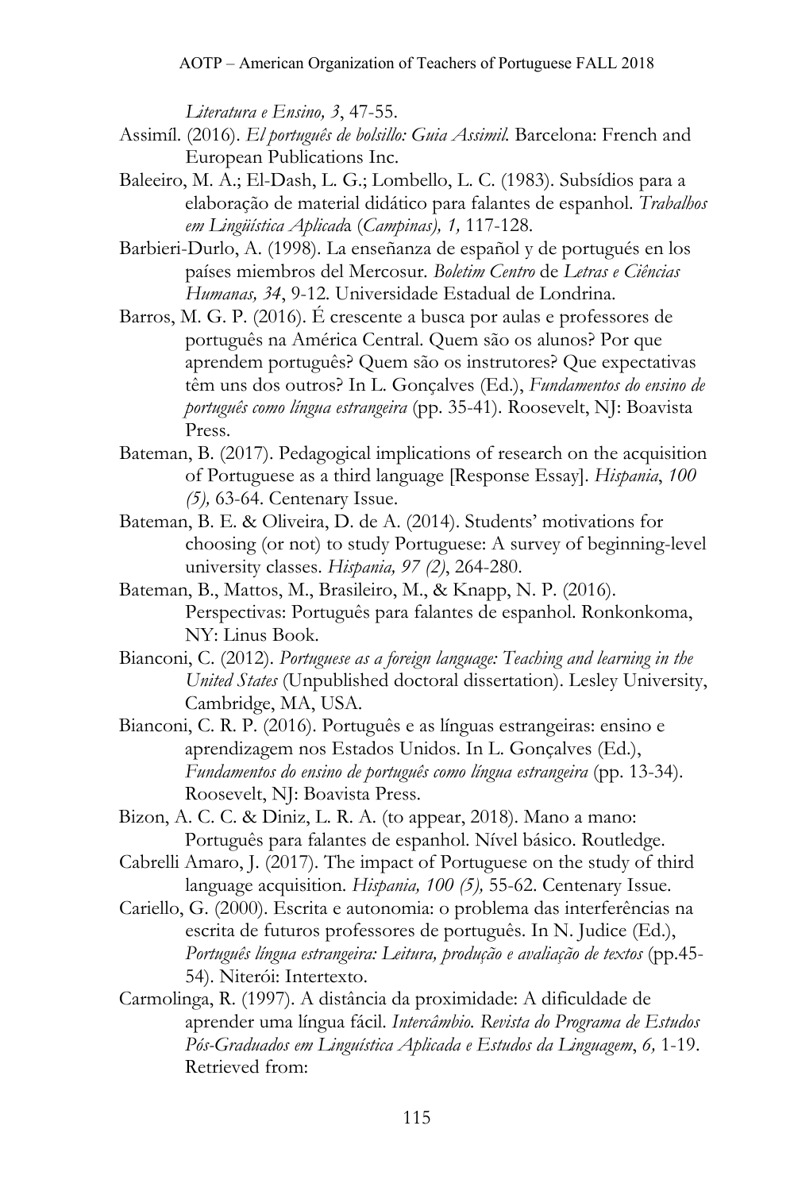*Literatura e Ensino, 3*, 47-55.

Assimíl. (2016). *El português de bolsillo: Guia Assimil.* Barcelona: French and European Publications Inc.

Baleeiro, M. A.; El-Dash, L. G.; Lombello, L. C. (1983). Subsídios para a elaboração de material didático para falantes de espanhol. *Trabalhos em Lingüística Aplicad*a (*Campinas), 1,* 117-128.

Barbieri-Durlo, A. (1998). La enseñanza de español y de portugués en los países miembros del Mercosur. *Boletim Centro* de *Letras e Ciências Humanas, 34*, 9-12. Universidade Estadual de Londrina.

Barros, M. G. P. (2016). É crescente a busca por aulas e professores de português na América Central. Quem são os alunos? Por que aprendem português? Quem são os instrutores? Que expectativas têm uns dos outros? In L. Gonçalves (Ed.), *Fundamentos do ensino de português como língua estrangeira* (pp. 35-41). Roosevelt, NJ: Boavista Press.

Bateman, B. (2017). Pedagogical implications of research on the acquisition of Portuguese as a third language [Response Essay]. *Hispania*, *100 (5),* 63-64. Centenary Issue.

Bateman, B. E. & Oliveira, D. de A. (2014). Students' motivations for choosing (or not) to study Portuguese: A survey of beginning-level university classes. *Hispania, 97 (2)*, 264-280.

Bateman, B., Mattos, M., Brasileiro, M., & Knapp, N. P. (2016). Perspectivas: Português para falantes de espanhol. Ronkonkoma, NY: Linus Book.

Bianconi, C. (2012). *Portuguese as a foreign language: Teaching and learning in the United States* (Unpublished doctoral dissertation). Lesley University, Cambridge, MA, USA.

Bianconi, C. R. P. (2016). Português e as línguas estrangeiras: ensino e aprendizagem nos Estados Unidos. In L. Gonçalves (Ed.), *Fundamentos do ensino de português como língua estrangeira* (pp. 13-34). Roosevelt, NJ: Boavista Press.

Bizon, A. C. C. & Diniz, L. R. A. (to appear, 2018). Mano a mano: Português para falantes de espanhol. Nível básico. Routledge.

Cabrelli Amaro, J. (2017). The impact of Portuguese on the study of third language acquisition. *Hispania, 100 (5),* 55-62. Centenary Issue.

Cariello, G. (2000). Escrita e autonomia: o problema das interferências na escrita de futuros professores de português. In N. Judice (Ed.), *Português língua estrangeira: Leitura, produção e avaliação de textos* (pp.45-54). Niterói: Intertexto.

Carmolinga, R. (1997). A distância da proximidade: A dificuldade de aprender uma língua fácil. *Intercâmbio. Revista do Programa de Estudos Pós-Graduados em Linguística Aplicada e Estudos da Linguagem*, *6,* 1-19. Retrieved from: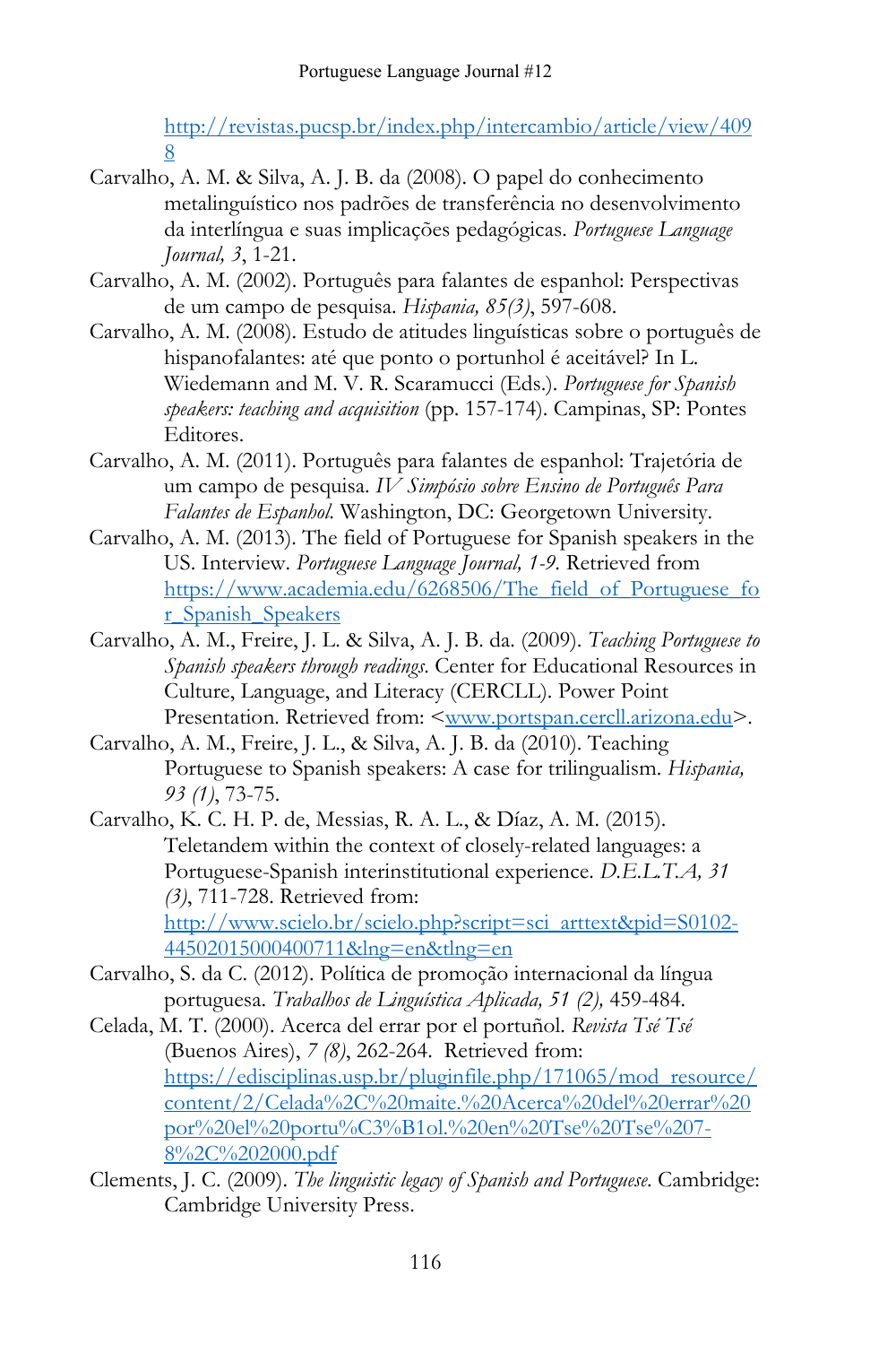http://revistas.pucsp.br/index.php/intercambio/article/view/4098

Carvalho, A. M. & Silva, A. J. B. da (2008). O papel do conhecimento metalinguístico nos padrões de transferência no desenvolvimento da interlíngua e suas implicações pedagógicas. *Portuguese Language Journal, 3*, 1-21.

Carvalho, A. M. (2002). Português para falantes de espanhol: Perspectivas de um campo de pesquisa. *Hispania, 85(3)*, 597-608.

Carvalho, A. M. (2008). Estudo de atitudes linguísticas sobre o português de hispanofalantes: até que ponto o portunhol é aceitável? In L. Wiedemann and M. V. R. Scaramucci (Eds.). *Portuguese for Spanish speakers: teaching and acquisition* (pp. 157-174). Campinas, SP: Pontes Editores.

Carvalho, A. M. (2011). Português para falantes de espanhol: Trajetória de um campo de pesquisa. *IV Simpósio sobre Ensino de Português Para Falantes de Espanhol*. Washington, DC: Georgetown University.

Carvalho, A. M. (2013). The field of Portuguese for Spanish speakers in the US. Interview. *Portuguese Language Journal, 1-9*. Retrieved from https://www.academia.edu/6268506/The_field_of_Portuguese_for_Spanish_Speakers

Carvalho, A. M., Freire, J. L. & Silva, A. J. B. da. (2009). *Teaching Portuguese to Spanish speakers through readings*. Center for Educational Resources in Culture, Language, and Literacy (CERCLL). Power Point Presentation. Retrieved from: <www.portspan.cercll.arizona.edu>.

Carvalho, A. M., Freire, J. L., & Silva, A. J. B. da (2010). Teaching Portuguese to Spanish speakers: A case for trilingualism. *Hispania, 93 (1)*, 73-75.

Carvalho, K. C. H. P. de, Messias, R. A. L., & Díaz, A. M. (2015). Teletandem within the context of closely-related languages: a Portuguese-Spanish interinstitutional experience. *D.E.L.T.A, 31 (3)*, 711-728. Retrieved from: http://www.scielo.br/scielo.php?script=sci_arttext&pid=S0102-44502015000400711&lng=en&tlng=en

Carvalho, S. da C. (2012). Política de promoção internacional da língua portuguesa. *Trabalhos de Linguística Aplicada, 51 (2),* 459-484.

Celada, M. T. (2000). Acerca del errar por el portuñol. *Revista Tsé Tsé* (Buenos Aires), *7 (8)*, 262-264. Retrieved from: https://edisciplinas.usp.br/pluginfile.php/171065/mod_resource/content/2/Celada%2C%20maite.%20Acerca%20del%20errar%20por%20el%20portu%C3%B1ol.%20en%20Tse%20Tse%207-8%2C%202000.pdf

Clements, J. C. (2009). *The linguistic legacy of Spanish and Portuguese*. Cambridge: Cambridge University Press.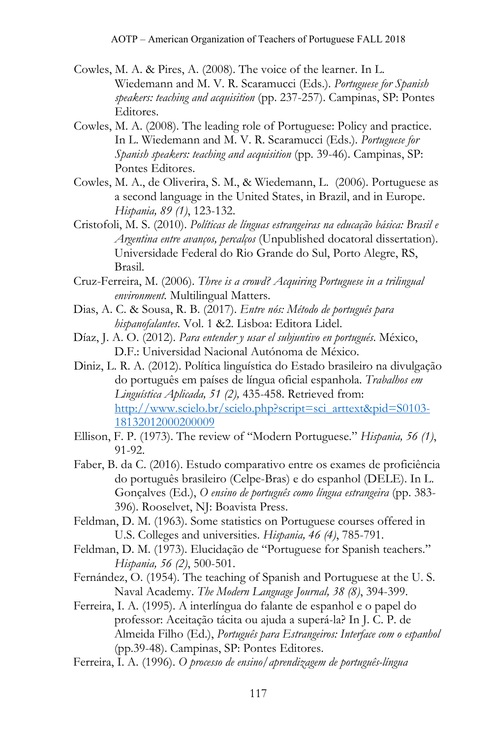Cowles, M. A. & Pires, A. (2008). The voice of the learner. In L. Wiedemann and M. V. R. Scaramucci (Eds.). *Portuguese for Spanish speakers: teaching and acquisition* (pp. 237-257). Campinas, SP: Pontes Editores.

Cowles, M. A. (2008). The leading role of Portuguese: Policy and practice. In L. Wiedemann and M. V. R. Scaramucci (Eds.). *Portuguese for Spanish speakers: teaching and acquisition* (pp. 39-46). Campinas, SP: Pontes Editores.

Cowles, M. A., de Oliverira, S. M., & Wiedemann, L. (2006). Portuguese as a second language in the United States, in Brazil, and in Europe. *Hispania, 89 (1)*, 123-132.

Cristofoli, M. S. (2010). *Políticas de línguas estrangeiras na educação básica: Brasil e Argentina entre avanços, percalços* (Unpublished docatoral dissertation). Universidade Federal do Rio Grande do Sul, Porto Alegre, RS, Brasil.

Cruz-Ferreira, M. (2006). *Three is a crowd? Acquiring Portuguese in a trilingual environment.* Multilingual Matters.

Dias, A. C. & Sousa, R. B. (2017). *Entre nós: Método de português para hispanofalantes.* Vol. 1 &2. Lisboa: Editora Lidel.

Díaz, J. A. O. (2012). *Para entender y usar el subjuntivo en portugués*. México, D.F.: Universidad Nacional Autónoma de México.

Diniz, L. R. A. (2012). Política linguística do Estado brasileiro na divulgação do português em países de língua oficial espanhola. *Trabalhos em Linguística Aplicada, 51 (2),* 435-458. Retrieved from: http://www.scielo.br/scielo.php?script=sci_arttext&pid=S0103-18132012000200009

Ellison, F. P. (1973). The review of "Modern Portuguese." *Hispania, 56 (1)*, 91-92.

Faber, B. da C. (2016). Estudo comparativo entre os exames de proficiência do português brasileiro (Celpe-Bras) e do espanhol (DELE). In L. Gonçalves (Ed.), *O ensino de português como língua estrangeira* (pp. 383-396). Rooselvet, NJ: Boavista Press.

Feldman, D. M. (1963). Some statistics on Portuguese courses offered in U.S. Colleges and universities. *Hispania, 46 (4)*, 785-791.

Feldman, D. M. (1973). Elucidação de "Portuguese for Spanish teachers." *Hispania, 56 (2)*, 500-501.

Fernández, O. (1954). The teaching of Spanish and Portuguese at the U. S. Naval Academy. *The Modern Language Journal, 38 (8)*, 394-399.

Ferreira, I. A. (1995). A interlíngua do falante de espanhol e o papel do professor: Aceitação tácita ou ajuda a superá-la? In J. C. P. de Almeida Filho (Ed.), *Português para Estrangeiros: Interface com o espanhol* (pp.39-48). Campinas, SP: Pontes Editores.

Ferreira, I. A. (1996). *O processo de ensino/aprendizagem de português-língua*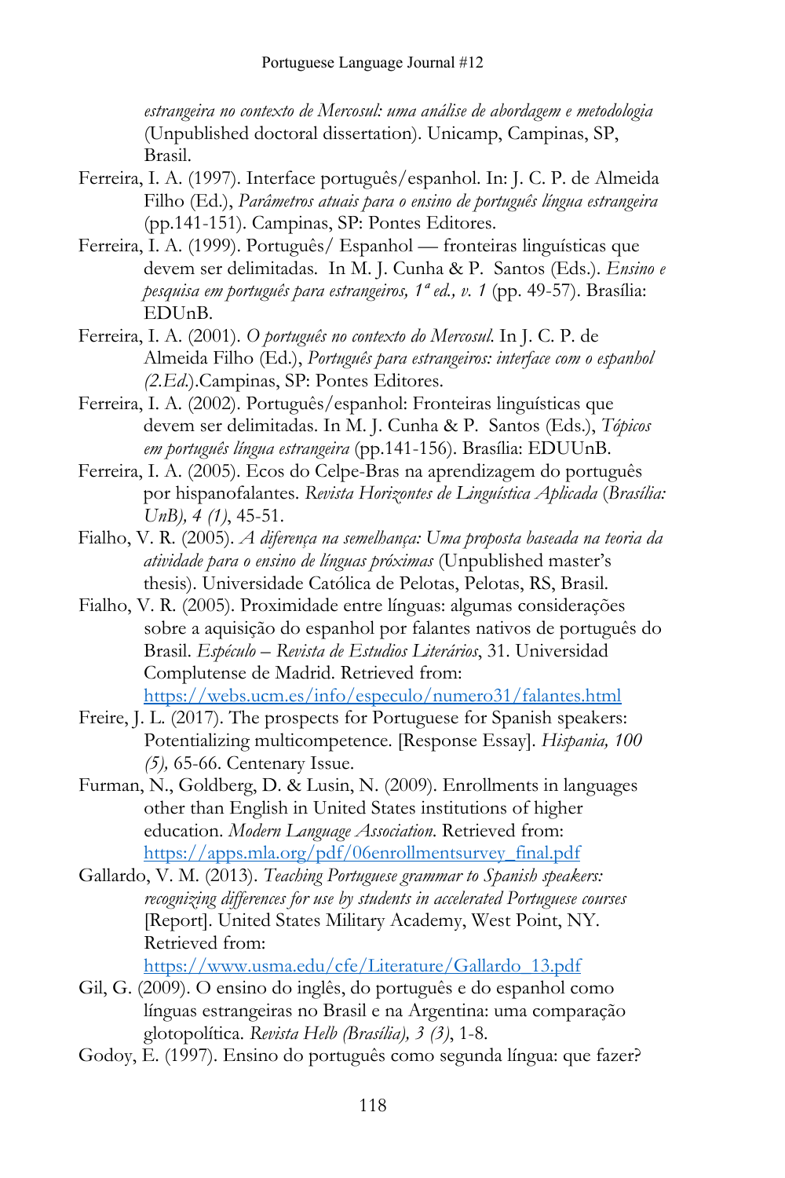*estrangeira no contexto de Mercosul: uma análise de abordagem e metodologia* (Unpublished doctoral dissertation). Unicamp, Campinas, SP, Brasil.

Ferreira, I. A. (1997). Interface português/espanhol. In: J. C. P. de Almeida Filho (Ed.), *Parâmetros atuais para o ensino de português língua estrangeira* (pp.141-151). Campinas, SP: Pontes Editores.

Ferreira, I. A. (1999). Português/ Espanhol — fronteiras linguísticas que devem ser delimitadas. In M. J. Cunha & P. Santos (Eds.). *Ensino e pesquisa em português para estrangeiros, 1ª ed., v. 1* (pp. 49-57). Brasília: EDUnB.

Ferreira, I. A. (2001). *O português no contexto do Mercosul*. In J. C. P. de Almeida Filho (Ed.), *Português para estrangeiros: interface com o espanhol (2.Ed.)*.Campinas, SP: Pontes Editores.

Ferreira, I. A. (2002). Português/espanhol: Fronteiras linguísticas que devem ser delimitadas. In M. J. Cunha & P. Santos (Eds.), *Tópicos em português língua estrangeira* (pp.141-156). Brasília: EDUUnB.

Ferreira, I. A. (2005). Ecos do Celpe-Bras na aprendizagem do português por hispanofalantes. *Revista Horizontes de Linguística Aplicada* (*Brasília: UnB), 4 (1)*, 45-51.

Fialho, V. R. (2005). *A diferença na semelhança: Uma proposta baseada na teoria da atividade para o ensino de línguas próximas* (Unpublished master's thesis). Universidade Católica de Pelotas, Pelotas, RS, Brasil.

Fialho, V. R. (2005). Proximidade entre línguas: algumas considerações sobre a aquisição do espanhol por falantes nativos de português do Brasil. *Espéculo – Revista de Estudios Literários*, 31. Universidad Complutense de Madrid. Retrieved from: https://webs.ucm.es/info/especulo/numero31/falantes.html

Freire, J. L. (2017). The prospects for Portuguese for Spanish speakers: Potentializing multicompetence. [Response Essay]. *Hispania, 100 (5),* 65-66. Centenary Issue.

Furman, N., Goldberg, D. & Lusin, N. (2009). Enrollments in languages other than English in United States institutions of higher education. *Modern Language Association*. Retrieved from: https://apps.mla.org/pdf/06enrollmentsurvey_final.pdf

Gallardo, V. M. (2013). *Teaching Portuguese grammar to Spanish speakers: recognizing differences for use by students in accelerated Portuguese courses* [Report]. United States Military Academy, West Point, NY. Retrieved from: https://www.usma.edu/cfe/Literature/Gallardo_13.pdf

Gil, G. (2009). O ensino do inglês, do português e do espanhol como línguas estrangeiras no Brasil e na Argentina: uma comparação glotopolítica. *Revista Helb (Brasília), 3 (3)*, 1-8.

Godoy, E. (1997). Ensino do português como segunda língua: que fazer?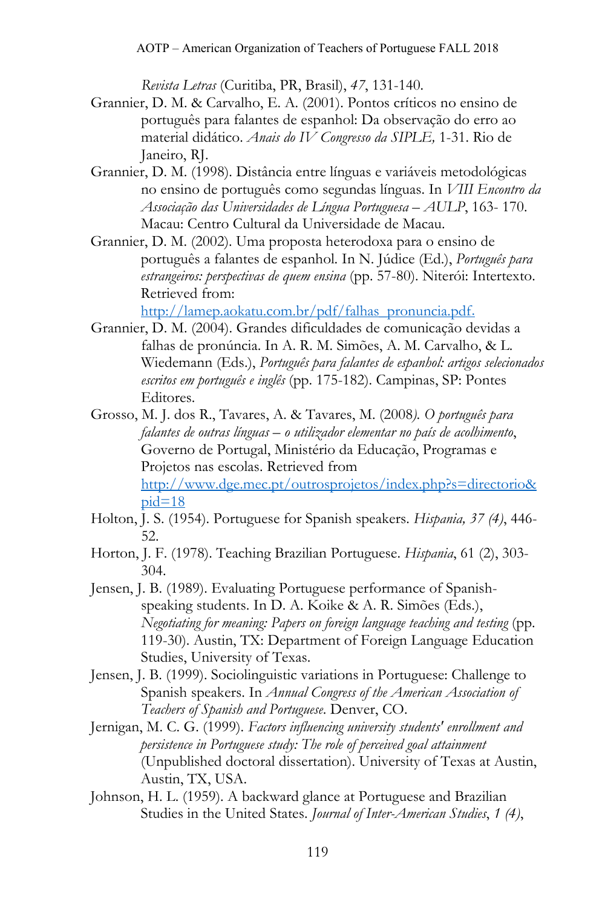*Revista Letras* (Curitiba, PR, Brasil), *47*, 131-140.

Grannier, D. M. & Carvalho, E. A. (2001). Pontos críticos no ensino de português para falantes de espanhol: Da observação do erro ao material didático. *Anais do IV Congresso da SIPLE,* 1-31. Rio de Janeiro, RJ.

Grannier, D. M. (1998). Distância entre línguas e variáveis metodológicas no ensino de português como segundas línguas. In *VIII Encontro da Associação das Universidades de Língua Portuguesa – AULP*, 163- 170. Macau: Centro Cultural da Universidade de Macau.

Grannier, D. M. (2002). Uma proposta heterodoxa para o ensino de português a falantes de espanhol. In N. Júdice (Ed.), *Português para estrangeiros: perspectivas de quem ensina* (pp. 57-80). Niterói: Intertexto. Retrieved from: [http://lamep.aokatu.com.br/pdf/falhas_pronuncia.pdf.](http://lamep.aokatu.com.br/pdf/falhas_pronuncia.pdf)

Grannier, D. M. (2004). Grandes dificuldades de comunicação devidas a falhas de pronúncia. In A. R. M. Simões, A. M. Carvalho, & L. Wiedemann (Eds.), *Português para falantes de espanhol: artigos selecionados escritos em português e inglês* (pp. 175-182). Campinas, SP: Pontes Editores.

Grosso, M. J. dos R., Tavares, A. & Tavares, M. (2008*). O português para falantes de outras línguas – o utilizador elementar no país de acolhimento*, Governo de Portugal, Ministério da Educação, Programas e Projetos nas escolas. Retrieved from [http://www.dge.mec.pt/outrosprojetos/index.php?s=directorio&pid=18](http://www.dge.mec.pt/outrosprojetos/index.php?s=directorio&pid=18)

Holton, J. S. (1954). Portuguese for Spanish speakers. *Hispania, 37 (4)*, 446-52.

Horton, J. F. (1978). Teaching Brazilian Portuguese. *Hispania*, 61 (2), 303-304.

Jensen, J. B. (1989). Evaluating Portuguese performance of Spanish-speaking students. In D. A. Koike & A. R. Simões (Eds.), *Negotiating for meaning: Papers on foreign language teaching and testing* (pp. 119-30). Austin, TX: Department of Foreign Language Education Studies, University of Texas.

Jensen, J. B. (1999). Sociolinguistic variations in Portuguese: Challenge to Spanish speakers. In *Annual Congress of the American Association of Teachers of Spanish and Portuguese*. Denver, CO.

Jernigan, M. C. G. (1999). *Factors influencing university students' enrollment and persistence in Portuguese study: The role of perceived goal attainment* (Unpublished doctoral dissertation). University of Texas at Austin, Austin, TX, USA.

Johnson, H. L. (1959). A backward glance at Portuguese and Brazilian Studies in the United States. *Journal of Inter-American Studies*, *1 (4)*,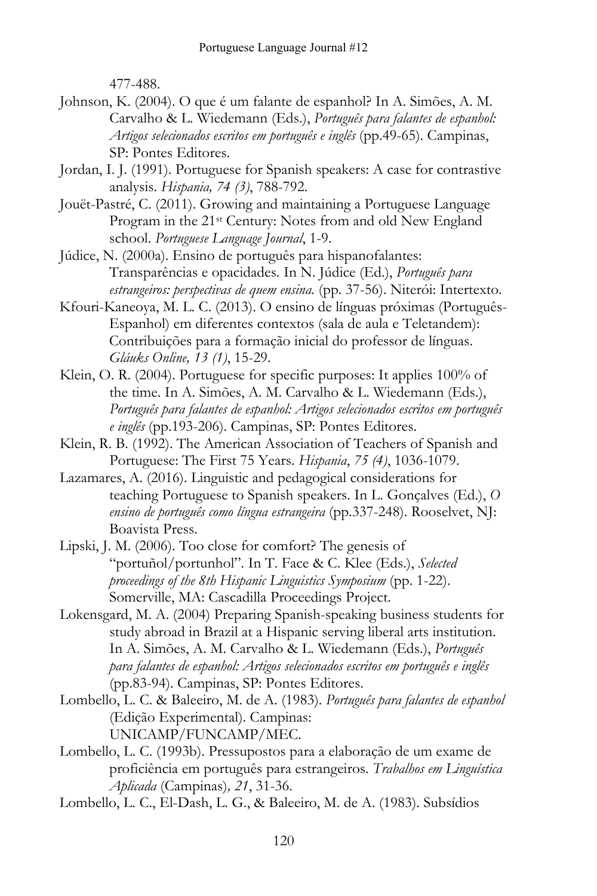477-488.

Johnson, K. (2004). O que é um falante de espanhol? In A. Simões, A. M. Carvalho & L. Wiedemann (Eds.), *Português para falantes de espanhol: Artigos selecionados escritos em português e inglês* (pp.49-65). Campinas, SP: Pontes Editores.

Jordan, I. J. (1991). Portuguese for Spanish speakers: A case for contrastive analysis. *Hispania, 74 (3)*, 788-792.

Jouët-Pastré, C. (2011). Growing and maintaining a Portuguese Language Program in the 21st Century: Notes from and old New England school. *Portuguese Language Journal*, 1-9.

Júdice, N. (2000a). Ensino de português para hispanofalantes: Transparências e opacidades. In N. Júdice (Ed.), *Português para estrangeiros: perspectivas de quem ensina.* (pp. 37-56). Niterói: Intertexto.

Kfouri-Kaneoya, M. L. C. (2013). O ensino de línguas próximas (Português-Espanhol) em diferentes contextos (sala de aula e Teletandem): Contribuições para a formação inicial do professor de línguas. *Gláuks Online, 13 (1)*, 15-29.

Klein, O. R. (2004). Portuguese for specific purposes: It applies 100% of the time. In A. Simões, A. M. Carvalho & L. Wiedemann (Eds.), *Português para falantes de espanhol: Artigos selecionados escritos em português e inglês* (pp.193-206). Campinas, SP: Pontes Editores.

Klein, R. B. (1992). The American Association of Teachers of Spanish and Portuguese: The First 75 Years. *Hispania*, *75 (4)*, 1036-1079.

Lazamares, A. (2016). Linguistic and pedagogical considerations for teaching Portuguese to Spanish speakers. In L. Gonçalves (Ed.), *O ensino de português como língua estrangeira* (pp.337-248). Rooselvet, NJ: Boavista Press.

Lipski, J. M. (2006). Too close for comfort? The genesis of "portuñol/portunhol". In T. Face & C. Klee (Eds.), *Selected proceedings of the 8th Hispanic Linguistics Symposium* (pp. 1-22). Somerville, MA: Cascadilla Proceedings Project.

Lokensgard, M. A. (2004) Preparing Spanish-speaking business students for study abroad in Brazil at a Hispanic serving liberal arts institution. In A. Simões, A. M. Carvalho & L. Wiedemann (Eds.), *Português para falantes de espanhol: Artigos selecionados escritos em português e inglês* (pp.83-94). Campinas, SP: Pontes Editores.

Lombello, L. C. & Baleeiro, M. de A. (1983). *Português para falantes de espanhol* (Edição Experimental). Campinas: UNICAMP/FUNCAMP/MEC.

Lombello, L. C. (1993b). Pressupostos para a elaboração de um exame de proficiência em português para estrangeiros. *Trabalhos em Linguística Aplicada* (Campinas)*, 21*, 31-36.

Lombello, L. C., El-Dash, L. G., & Baleeiro, M. de A. (1983). Subsídios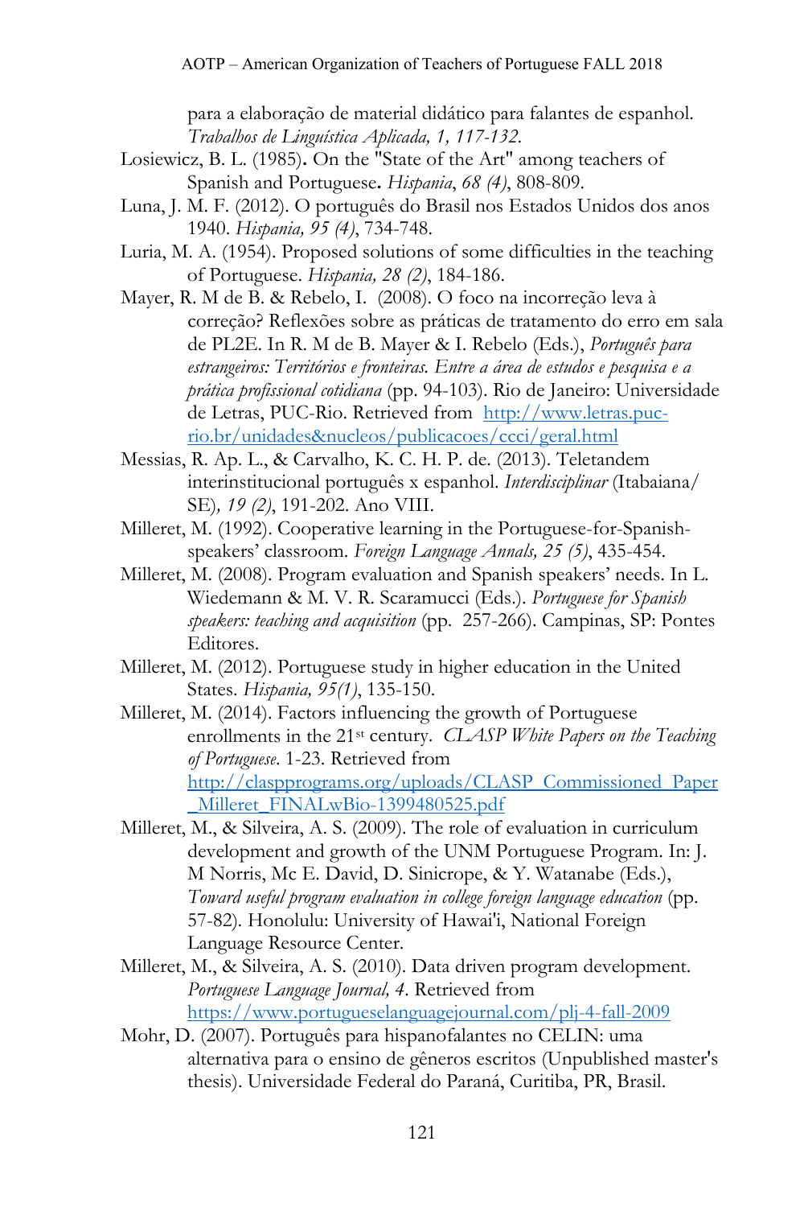para a elaboração de material didático para falantes de espanhol. *Trabalhos de Linguística Aplicada, 1,* 117-132.

Losiewicz, B. L. (1985). On the "State of the Art" among teachers of Spanish and Portuguese. *Hispania*, *68 (4)*, 808-809.

Luna, J. M. F. (2012). O português do Brasil nos Estados Unidos dos anos 1940. *Hispania, 95 (4)*, 734-748.

Luria, M. A. (1954). Proposed solutions of some difficulties in the teaching of Portuguese. *Hispania, 28 (2)*, 184-186.

Mayer, R. M de B. & Rebelo, I. (2008). O foco na incorreção leva à correção? Reflexões sobre as práticas de tratamento do erro em sala de PL2E. In R. M de B. Mayer & I. Rebelo (Eds.), *Português para estrangeiros: Territórios e fronteiras. Entre a área de estudos e pesquisa e a prática profissional cotidiana* (pp. 94-103). Rio de Janeiro: Universidade de Letras, PUC-Rio. Retrieved from http://www.letras.puc-rio.br/unidades&nucleos/publicacoes/ccci/geral.html

Messias, R. Ap. L., & Carvalho, K. C. H. P. de. (2013). Teletandem interinstitucional português x espanhol. *Interdisciplinar* (Itabaiana/ SE)*, 19 (2)*, 191-202. Ano VIII.

Milleret, M. (1992). Cooperative learning in the Portuguese-for-Spanish-speakers' classroom. *Foreign Language Annals, 25 (5)*, 435-454.

Milleret, M. (2008). Program evaluation and Spanish speakers' needs. In L. Wiedemann & M. V. R. Scaramucci (Eds.). *Portuguese for Spanish speakers: teaching and acquisition* (pp. 257-266). Campinas, SP: Pontes Editores.

Milleret, M. (2012). Portuguese study in higher education in the United States. *Hispania, 95(1)*, 135-150.

Milleret, M. (2014). Factors influencing the growth of Portuguese enrollments in the 21st century. *CLASP White Papers on the Teaching of Portuguese*. 1-23. Retrieved from http://claspprograms.org/uploads/CLASP_Commissioned_Paper_Milleret_FINALwBio-1399480525.pdf

Milleret, M., & Silveira, A. S. (2009). The role of evaluation in curriculum development and growth of the UNM Portuguese Program. In: J. M Norris, Mc E. David, D. Sinicrope, & Y. Watanabe (Eds.), *Toward useful program evaluation in college foreign language education* (pp. 57-82). Honolulu: University of Hawai'i, National Foreign Language Resource Center.

Milleret, M., & Silveira, A. S. (2010). Data driven program development. *Portuguese Language Journal, 4*. Retrieved from https://www.portugueselanguagejournal.com/plj-4-fall-2009

Mohr, D. (2007). Português para hispanofalantes no CELIN: uma alternativa para o ensino de gêneros escritos (Unpublished master's thesis). Universidade Federal do Paraná, Curitiba, PR, Brasil.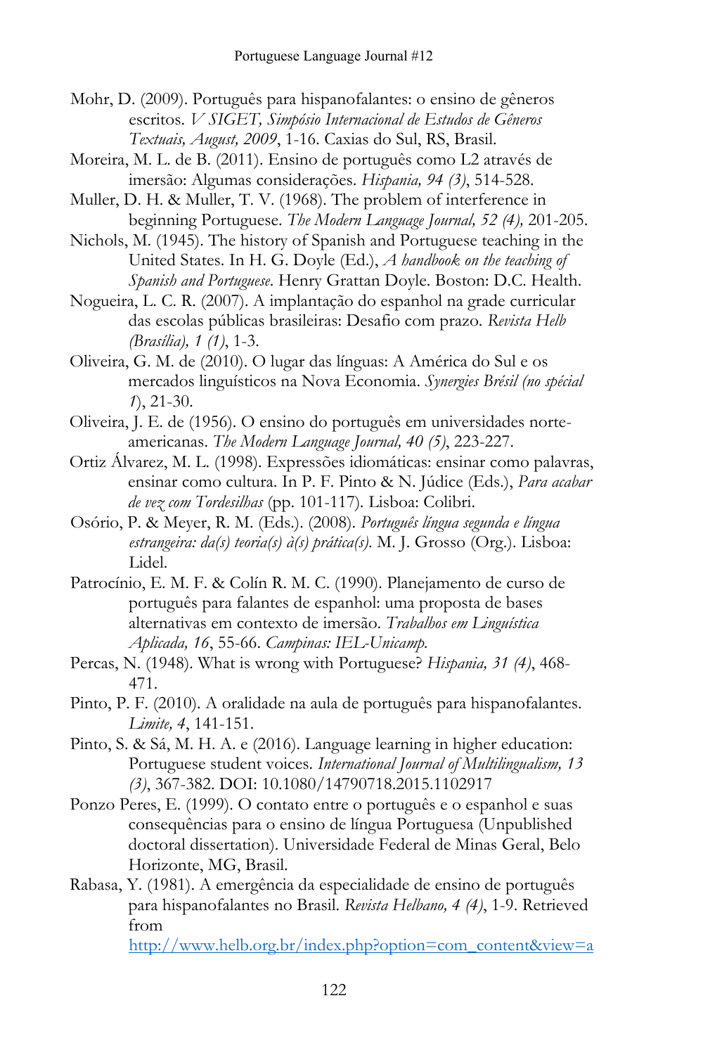Mohr, D. (2009). Português para hispanofalantes: o ensino de gêneros escritos. *V SIGET, Simpósio Internacional de Estudos de Gêneros Textuais, August, 2009*, 1-16. Caxias do Sul, RS, Brasil.

Moreira, M. L. de B. (2011). Ensino de português como L2 através de imersão: Algumas considerações. *Hispania, 94 (3)*, 514-528.

Muller, D. H. & Muller, T. V. (1968). The problem of interference in beginning Portuguese. *The Modern Language Journal, 52 (4),* 201-205.

Nichols, M. (1945). The history of Spanish and Portuguese teaching in the United States. In H. G. Doyle (Ed.), *A handbook on the teaching of Spanish and Portuguese*. Henry Grattan Doyle. Boston: D.C. Health.

Nogueira, L. C. R. (2007). A implantação do espanhol na grade curricular das escolas públicas brasileiras: Desafio com prazo. *Revista Helb (Brasília), 1 (1)*, 1-3.

Oliveira, G. M. de (2010). O lugar das línguas: A América do Sul e os mercados linguísticos na Nova Economia. *Synergies Brésil (no spécial 1*), 21-30.

Oliveira, J. E. de (1956). O ensino do português em universidades norte-americanas. *The Modern Language Journal, 40 (5)*, 223-227.

Ortiz Álvarez, M. L. (1998). Expressões idiomáticas: ensinar como palavras, ensinar como cultura. In P. F. Pinto & N. Júdice (Eds.), *Para acabar de vez com Tordesilhas* (pp. 101-117). Lisboa: Colibri.

Osório, P. & Meyer, R. M. (Eds.). (2008). *Português língua segunda e língua estrangeira: da(s) teoria(s) à(s) prática(s).* M. J. Grosso (Org.). Lisboa: Lidel.

Patrocínio, E. M. F. & Colín R. M. C. (1990). Planejamento de curso de português para falantes de espanhol: uma proposta de bases alternativas em contexto de imersão. *Trabalhos em Linguística Aplicada, 16*, 55-66. *Campinas: IEL-Unicamp.*

Percas, N. (1948). What is wrong with Portuguese? *Hispania, 31 (4)*, 468-471.

Pinto, P. F. (2010). A oralidade na aula de português para hispanofalantes. *Limite, 4*, 141-151.

Pinto, S. & Sá, M. H. A. e (2016). Language learning in higher education: Portuguese student voices. *International Journal of Multilingualism, 13 (3)*, 367-382. DOI: 10.1080/14790718.2015.1102917

Ponzo Peres, E. (1999). O contato entre o português e o espanhol e suas consequências para o ensino de língua Portuguesa (Unpublished doctoral dissertation). Universidade Federal de Minas Geral, Belo Horizonte, MG, Brasil.

Rabasa, Y. (1981). A emergência da especialidade de ensino de português para hispanofalantes no Brasil. *Revista Helbano, 4 (4)*, 1-9. Retrieved from http://www.helb.org.br/index.php?option=com_content&view=a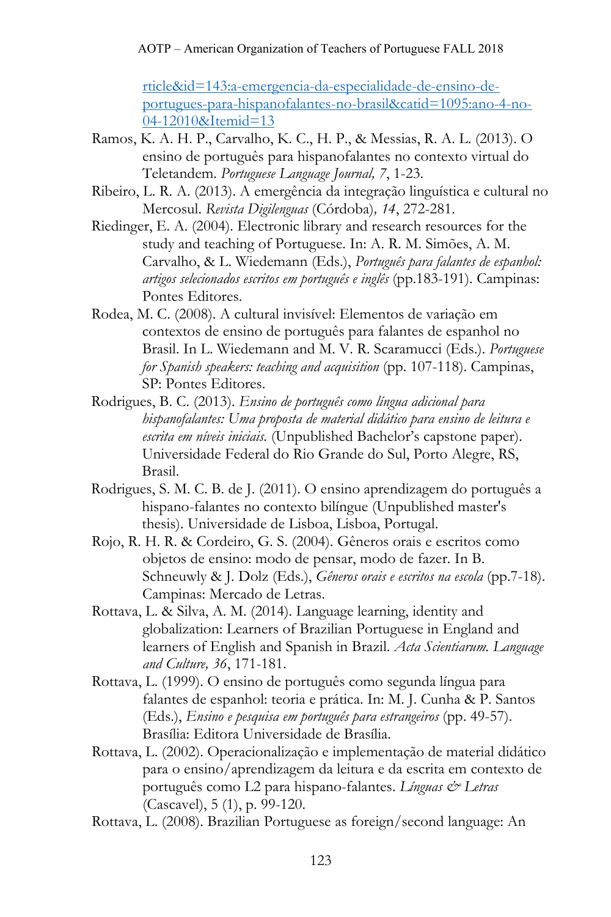rticle&id=143:a-emergencia-da-especialidade-de-ensino-de-portugues-para-hispanofalantes-no-brasil&catid=1095:ano-4-no-04-12010&Itemid=13

Ramos, K. A. H. P., Carvalho, K. C., H. P., & Messias, R. A. L. (2013). O ensino de português para hispanofalantes no contexto virtual do Teletandem. *Portuguese Language Journal, 7*, 1-23.

Ribeiro, L. R. A. (2013). A emergência da integração linguística e cultural no Mercosul. *Revista Digilenguas* (Córdoba)*, 14*, 272-281.

Riedinger, E. A. (2004). Electronic library and research resources for the study and teaching of Portuguese. In: A. R. M. Simões, A. M. Carvalho, & L. Wiedemann (Eds.), *Português para falantes de espanhol: artigos selecionados escritos em português e inglês* (pp.183-191). Campinas: Pontes Editores.

Rodea, M. C. (2008). A cultural invisível: Elementos de variação em contextos de ensino de português para falantes de espanhol no Brasil. In L. Wiedemann and M. V. R. Scaramucci (Eds.). *Portuguese for Spanish speakers: teaching and acquisition* (pp. 107-118). Campinas, SP: Pontes Editores.

Rodrigues, B. C. (2013). *Ensino de português como língua adicional para hispanofalantes: Uma proposta de material didático para ensino de leitura e escrita em níveis iniciais.* (Unpublished Bachelor's capstone paper). Universidade Federal do Rio Grande do Sul, Porto Alegre, RS, Brasil.

Rodrigues, S. M. C. B. de J. (2011). O ensino aprendizagem do português a hispano-falantes no contexto bilíngue (Unpublished master's thesis). Universidade de Lisboa, Lisboa, Portugal.

Rojo, R. H. R. & Cordeiro, G. S. (2004). Gêneros orais e escritos como objetos de ensino: modo de pensar, modo de fazer. In B. Schneuwly & J. Dolz (Eds.), *Gêneros orais e escritos na escola* (pp.7-18). Campinas: Mercado de Letras.

Rottava, L. & Silva, A. M. (2014). Language learning, identity and globalization: Learners of Brazilian Portuguese in England and learners of English and Spanish in Brazil. *Acta Scientiarum. Language and Culture, 36*, 171-181.

Rottava, L. (1999). O ensino de português como segunda língua para falantes de espanhol: teoria e prática. In: M. J. Cunha & P. Santos (Eds.), *Ensino e pesquisa em português para estrangeiros* (pp. 49-57). Brasília: Editora Universidade de Brasília.

Rottava, L. (2002). Operacionalização e implementação de material didático para o ensino/aprendizagem da leitura e da escrita em contexto de português como L2 para hispano-falantes. *Línguas & Letras* (Cascavel), 5 (1), p. 99-120.

Rottava, L. (2008). Brazilian Portuguese as foreign/second language: An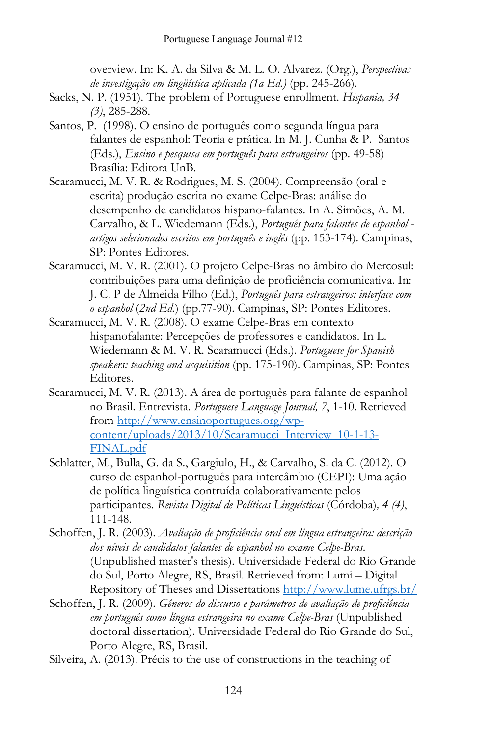overview. In: K. A. da Silva & M. L. O. Alvarez. (Org.), *Perspectivas de investigação em lingüística aplicada (1a Ed.)* (pp. 245-266).

Sacks, N. P. (1951). The problem of Portuguese enrollment. *Hispania, 34 (3)*, 285-288.

Santos, P. (1998). O ensino de português como segunda língua para falantes de espanhol: Teoria e prática. In M. J. Cunha & P. Santos (Eds.), *Ensino e pesquisa em português para estrangeiros* (pp. 49-58) Brasília: Editora UnB.

Scaramucci, M. V. R. & Rodrigues, M. S. (2004). Compreensão (oral e escrita) produção escrita no exame Celpe-Bras: análise do desempenho de candidatos hispano-falantes. In A. Simões, A. M. Carvalho, & L. Wiedemann (Eds.), *Português para falantes de espanhol - artigos selecionados escritos em português e inglês* (pp. 153-174). Campinas, SP: Pontes Editores.

Scaramucci, M. V. R. (2001). O projeto Celpe-Bras no âmbito do Mercosul: contribuições para uma definição de proficiência comunicativa. In: J. C. P de Almeida Filho (Ed.), *Português para estrangeiros: interface com o espanhol* (*2nd Ed.*) (pp.77-90). Campinas, SP: Pontes Editores.

Scaramucci, M. V. R. (2008). O exame Celpe-Bras em contexto hispanofalante: Percepções de professores e candidatos. In L. Wiedemann & M. V. R. Scaramucci (Eds.). *Portuguese for Spanish speakers: teaching and acquisition* (pp. 175-190). Campinas, SP: Pontes Editores.

Scaramucci, M. V. R. (2013). A área de português para falante de espanhol no Brasil. Entrevista. *Portuguese Language Journal, 7*, 1-10. Retrieved from http://www.ensinoportugues.org/wp-content/uploads/2013/10/Scaramucci_Interview_10-1-13-FINAL.pdf

Schlatter, M., Bulla, G. da S., Gargiulo, H., & Carvalho, S. da C. (2012). O curso de espanhol-português para intercâmbio (CEPI): Uma ação de política linguística contruída colaborativamente pelos participantes. *Revista Digital de Políticas Linguísticas* (Córdoba)*, 4 (4)*, 111-148.

Schoffen, J. R. (2003). *Avaliação de proficiência oral em língua estrangeira: descrição dos níveis de candidatos falantes de espanhol no exame Celpe-Bras.* (Unpublished master's thesis). Universidade Federal do Rio Grande do Sul, Porto Alegre, RS, Brasil. Retrieved from: Lumi – Digital Repository of Theses and Dissertations http://www.lume.ufrgs.br/

Schoffen, J. R. (2009). *Gêneros do discurso e parâmetros de avaliação de proficiência em português como língua estrangeira no exame Celpe-Bras* (Unpublished doctoral dissertation). Universidade Federal do Rio Grande do Sul, Porto Alegre, RS, Brasil.

Silveira, A. (2013). Précis to the use of constructions in the teaching of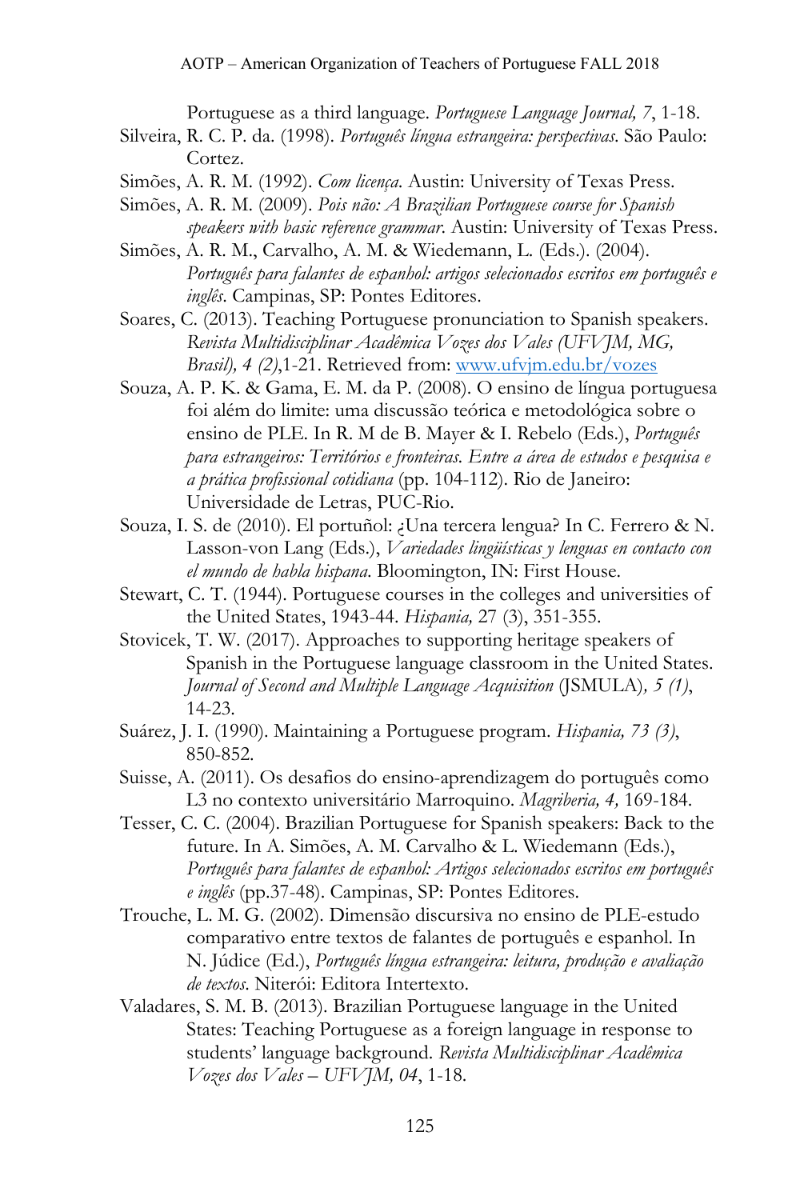Portuguese as a third language. *Portuguese Language Journal, 7*, 1-18.

Silveira, R. C. P. da. (1998). *Português língua estrangeira: perspectivas*. São Paulo: Cortez.

Simões, A. R. M. (1992). *Com licença*. Austin: University of Texas Press.

Simões, A. R. M. (2009). *Pois não: A Brazilian Portuguese course for Spanish speakers with basic reference grammar*. Austin: University of Texas Press.

Simões, A. R. M., Carvalho, A. M. & Wiedemann, L. (Eds.). (2004). *Português para falantes de espanhol: artigos selecionados escritos em português e inglês*. Campinas, SP: Pontes Editores.

Soares, C. (2013). Teaching Portuguese pronunciation to Spanish speakers. *Revista Multidisciplinar Acadêmica Vozes dos Vales (UFVJM, MG, Brasil), 4 (2)*,1-21. Retrieved from: www.ufvjm.edu.br/vozes

Souza, A. P. K. & Gama, E. M. da P. (2008). O ensino de língua portuguesa foi além do limite: uma discussão teórica e metodológica sobre o ensino de PLE. In R. M de B. Mayer & I. Rebelo (Eds.), *Português para estrangeiros: Territórios e fronteiras. Entre a área de estudos e pesquisa e a prática profissional cotidiana* (pp. 104-112). Rio de Janeiro: Universidade de Letras, PUC-Rio.

Souza, I. S. de (2010). El portuñol: ¿Una tercera lengua? In C. Ferrero & N. Lasson-von Lang (Eds.), *Variedades lingüísticas y lenguas en contacto con el mundo de habla hispana*. Bloomington, IN: First House.

Stewart, C. T. (1944). Portuguese courses in the colleges and universities of the United States, 1943-44. *Hispania,* 27 (3), 351-355.

Stovicek, T. W. (2017). Approaches to supporting heritage speakers of Spanish in the Portuguese language classroom in the United States. *Journal of Second and Multiple Language Acquisition* (JSMULA)*, 5 (1)*, 14-23.

Suárez, J. I. (1990). Maintaining a Portuguese program. *Hispania, 73 (3)*, 850-852.

Suisse, A. (2011). Os desafios do ensino-aprendizagem do português como L3 no contexto universitário Marroquino. *Magriberia, 4,* 169-184.

Tesser, C. C. (2004). Brazilian Portuguese for Spanish speakers: Back to the future. In A. Simões, A. M. Carvalho & L. Wiedemann (Eds.), *Português para falantes de espanhol: Artigos selecionados escritos em português e inglês* (pp.37-48). Campinas, SP: Pontes Editores.

Trouche, L. M. G. (2002). Dimensão discursiva no ensino de PLE-estudo comparativo entre textos de falantes de português e espanhol. In N. Júdice (Ed.), *Português língua estrangeira: leitura, produção e avaliação de textos*. Niterói: Editora Intertexto.

Valadares, S. M. B. (2013). Brazilian Portuguese language in the United States: Teaching Portuguese as a foreign language in response to students' language background. *Revista Multidisciplinar Acadêmica Vozes dos Vales – UFVJM, 04*, 1-18.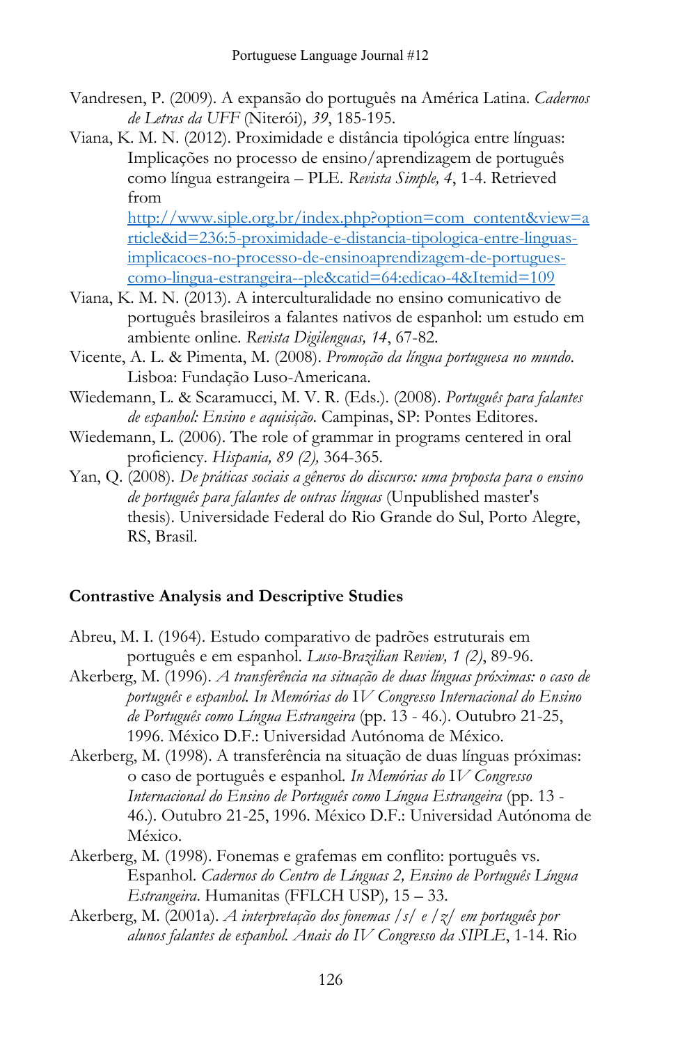Vandresen, P. (2009). A expansão do português na América Latina. *Cadernos de Letras da UFF* (Niterói)*, 39*, 185-195.

Viana, K. M. N. (2012). Proximidade e distância tipológica entre línguas: Implicações no processo de ensino/aprendizagem de português como língua estrangeira – PLE. *Revista Simple, 4*, 1-4. Retrieved from http://www.siple.org.br/index.php?option=com_content&view=article&id=236:5-proximidade-e-distancia-tipologica-entre-linguas-implicacoes-no-processo-de-ensinoaprendizagem-de-portugues-como-lingua-estrangeira--ple&catid=64:edicao-4&Itemid=109

Viana, K. M. N. (2013). A interculturalidade no ensino comunicativo de português brasileiros a falantes nativos de espanhol: um estudo em ambiente online. *Revista Digilenguas, 14*, 67-82.

Vicente, A. L. & Pimenta, M. (2008). *Promoção da língua portuguesa no mundo.* Lisboa: Fundação Luso-Americana.

Wiedemann, L. & Scaramucci, M. V. R. (Eds.). (2008). *Português para falantes de espanhol: Ensino e aquisição*. Campinas, SP: Pontes Editores.

Wiedemann, L. (2006). The role of grammar in programs centered in oral proficiency. *Hispania, 89 (2),* 364-365.

Yan, Q. (2008). *De práticas sociais a gêneros do discurso: uma proposta para o ensino de português para falantes de outras línguas* (Unpublished master's thesis). Universidade Federal do Rio Grande do Sul, Porto Alegre, RS, Brasil.

## Contrastive Analysis and Descriptive Studies

Abreu, M. I. (1964). Estudo comparativo de padrões estruturais em português e em espanhol. *Luso-Brazilian Review, 1 (2)*, 89-96.

Akerberg, M. (1996). *A transferência na situação de duas línguas próximas: o caso de português e espanhol. In Memórias do* IV *Congresso Internacional do Ensino de Português como Língua Estrangeira* (pp. 13 - 46.). Outubro 21-25, 1996. México D.F.: Universidad Autónoma de México.

Akerberg, M. (1998). A transferência na situação de duas línguas próximas: o caso de português e espanhol. *In Memórias do* IV *Congresso Internacional do Ensino de Português como Língua Estrangeira* (pp. 13 - 46.). Outubro 21-25, 1996. México D.F.: Universidad Autónoma de México.

Akerberg, M. (1998). Fonemas e grafemas em conflito: português vs. Espanhol. *Cadernos do Centro de Línguas 2, Ensino de Português Língua Estrangeira*. Humanitas (FFLCH USP)*,* 15 – 33.

Akerberg, M. (2001a). *A interpretação dos fonemas /s/ e /z/ em português por alunos falantes de espanhol. Anais do IV Congresso da SIPLE*, 1-14. Rio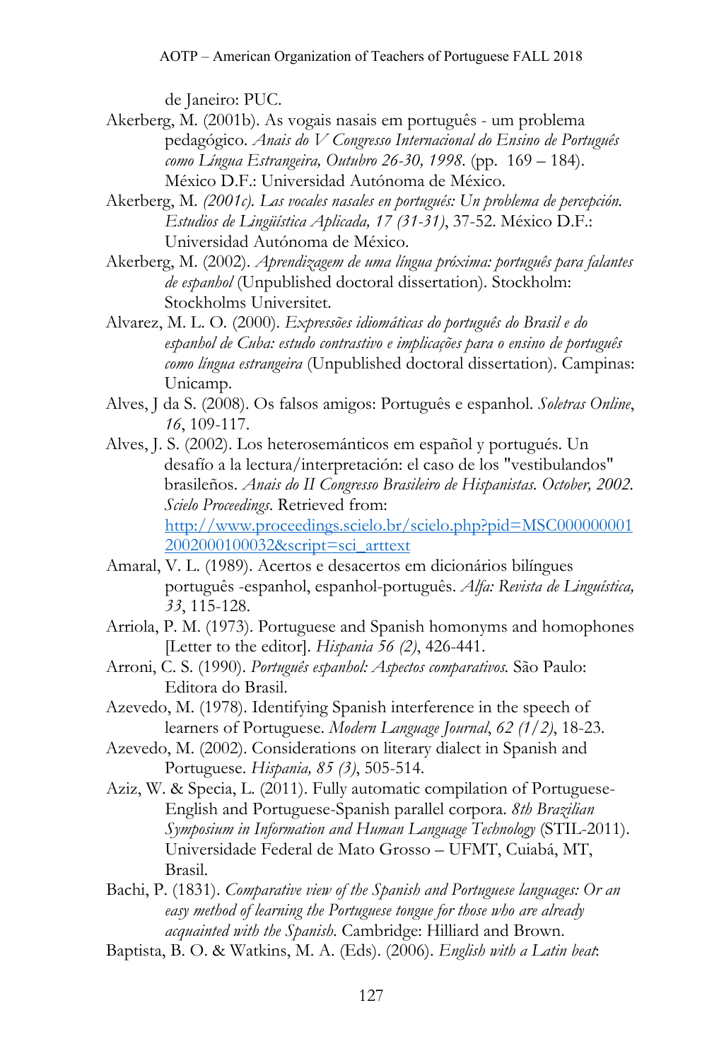de Janeiro: PUC.

Akerberg, M. (2001b). As vogais nasais em português - um problema pedagógico. *Anais do V Congresso Internacional do Ensino de Português como Língua Estrangeira, Outubro 26-30, 1998*. (pp. 169 – 184). México D.F.: Universidad Autónoma de México.

Akerberg, M. *(2001c). Las vocales nasales en portugués: Un problema de percepción. Estudios de Lingüística Aplicada, 17 (31-31)*, 37-52. México D.F.: Universidad Autónoma de México.

Akerberg, M. (2002). *Aprendizagem de uma língua próxima: português para falantes de espanhol* (Unpublished doctoral dissertation). Stockholm: Stockholms Universitet.

Alvarez, M. L. O. (2000). *Expressões idiomáticas do português do Brasil e do espanhol de Cuba: estudo contrastivo e implicações para o ensino de português como língua estrangeira* (Unpublished doctoral dissertation). Campinas: Unicamp.

Alves, J da S. (2008). Os falsos amigos: Português e espanhol. *Soletras Online*, *16*, 109-117.

Alves, J. S. (2002). Los heterosemánticos em español y portugués. Un desafío a la lectura/interpretación: el caso de los "vestibulandos" brasileños. *Anais do II Congresso Brasileiro de Hispanistas. October, 2002. Scielo Proceedings*. Retrieved from: http://www.proceedings.scielo.br/scielo.php?pid=MSC0000000012002000100032&script=sci_arttext

Amaral, V. L. (1989). Acertos e desacertos em dicionários bilíngues português -espanhol, espanhol-português. *Alfa: Revista de Linguística, 33*, 115-128.

Arriola, P. M. (1973). Portuguese and Spanish homonyms and homophones [Letter to the editor]. *Hispania 56 (2)*, 426-441.

Arroni, C. S. (1990). *Português espanhol: Aspectos comparativos.* São Paulo: Editora do Brasil.

Azevedo, M. (1978). Identifying Spanish interference in the speech of learners of Portuguese. *Modern Language Journal*, *62 (1/2)*, 18-23.

Azevedo, M. (2002). Considerations on literary dialect in Spanish and Portuguese. *Hispania, 85 (3)*, 505-514.

Aziz, W. & Specia, L. (2011). Fully automatic compilation of Portuguese-English and Portuguese-Spanish parallel corpora. *8th Brazilian Symposium in Information and Human Language Technology* (STIL-2011). Universidade Federal de Mato Grosso – UFMT, Cuiabá, MT, Brasil.

Bachi, P. (1831). *Comparative view of the Spanish and Portuguese languages: Or an easy method of learning the Portuguese tongue for those who are already acquainted with the Spanish.* Cambridge: Hilliard and Brown.

Baptista, B. O. & Watkins, M. A. (Eds). (2006). *English with a Latin beat*: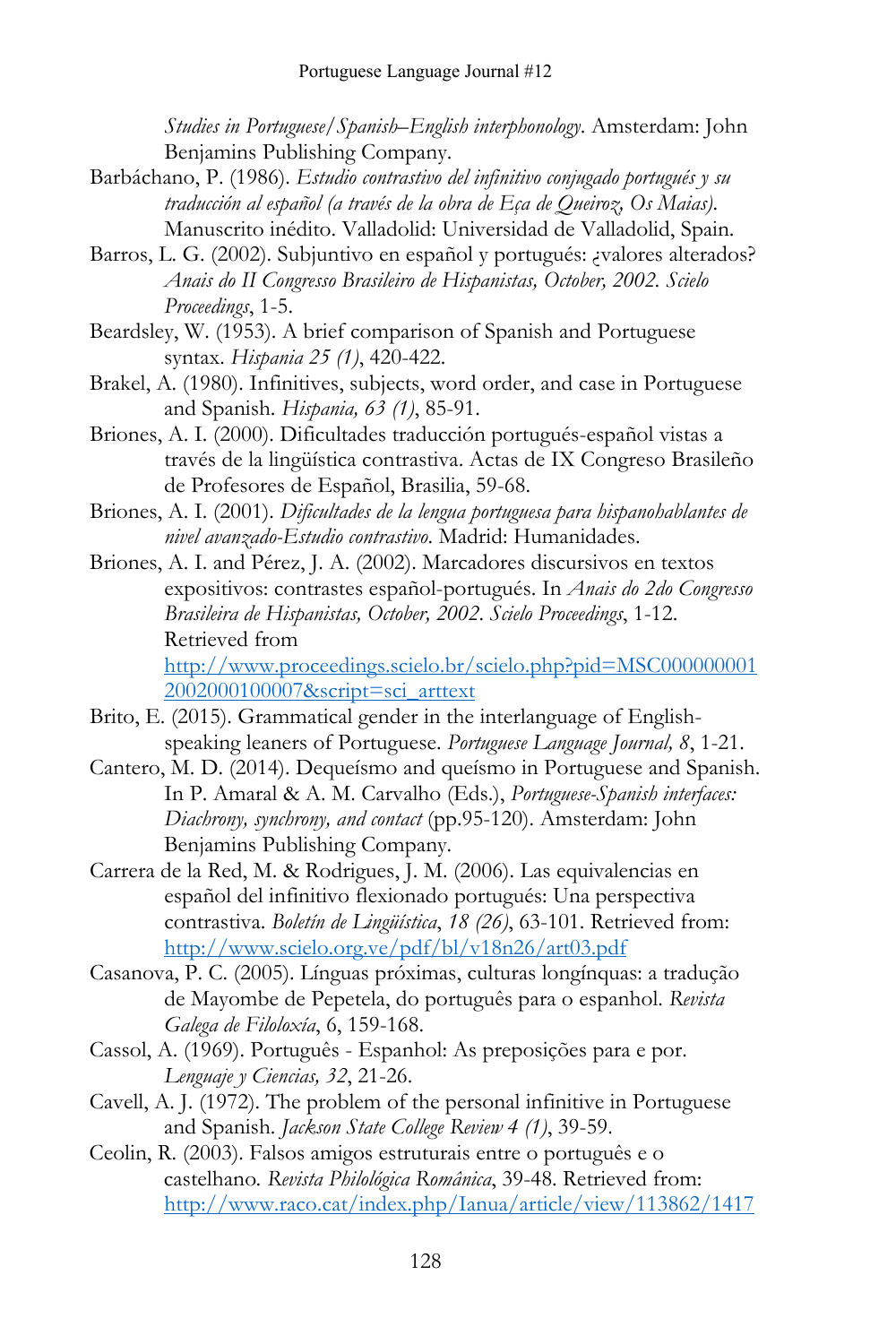*Studies in Portuguese/Spanish–English interphonology*. Amsterdam: John Benjamins Publishing Company.

Barbáchano, P. (1986). *Estudio contrastivo del infinitivo conjugado portugués y su traducción al español (a través de la obra de Eça de Queiroz, Os Maias)*. Manuscrito inédito. Valladolid: Universidad de Valladolid, Spain.

Barros, L. G. (2002). Subjuntivo en español y portugués: ¿valores alterados? *Anais do II Congresso Brasileiro de Hispanistas, October, 2002. Scielo Proceedings*, 1-5.

Beardsley, W. (1953). A brief comparison of Spanish and Portuguese syntax. *Hispania 25 (1)*, 420-422.

Brakel, A. (1980). Infinitives, subjects, word order, and case in Portuguese and Spanish. *Hispania, 63 (1)*, 85-91.

Briones, A. I. (2000). Dificultades traducción portugués-español vistas a través de la lingüística contrastiva. Actas de IX Congreso Brasileño de Profesores de Español, Brasilia, 59-68.

Briones, A. I. (2001). *Dificultades de la lengua portuguesa para hispanohablantes de nivel avanzado-Estudio contrastivo*. Madrid: Humanidades.

Briones, A. I. and Pérez, J. A. (2002). Marcadores discursivos en textos expositivos: contrastes español-portugués. In *Anais do 2do Congresso Brasileira de Hispanistas, October, 2002. Scielo Proceedings*, 1-12. Retrieved from http://www.proceedings.scielo.br/scielo.php?pid=MSC0000000012002000100007&script=sci_arttext

Brito, E. (2015). Grammatical gender in the interlanguage of English-speaking leaners of Portuguese. *Portuguese Language Journal, 8*, 1-21.

Cantero, M. D. (2014). Dequeísmo and queísmo in Portuguese and Spanish. In P. Amaral & A. M. Carvalho (Eds.), *Portuguese-Spanish interfaces: Diachrony, synchrony, and contact* (pp.95-120). Amsterdam: John Benjamins Publishing Company.

Carrera de la Red, M. & Rodrigues, J. M. (2006). Las equivalencias en español del infinitivo flexionado portugués: Una perspectiva contrastiva. *Boletín de Lingüística*, *18 (26)*, 63-101. Retrieved from: http://www.scielo.org.ve/pdf/bl/v18n26/art03.pdf

Casanova, P. C. (2005). Línguas próximas, culturas longínquas: a tradução de Mayombe de Pepetela, do português para o espanhol. *Revista Galega de Filoloxía*, 6, 159-168.

Cassol, A. (1969). Português - Espanhol: As preposições para e por. *Lenguaje y Ciencias, 32*, 21-26.

Cavell, A. J. (1972). The problem of the personal infinitive in Portuguese and Spanish. *Jackson State College Review 4 (1)*, 39-59.

Ceolin, R. (2003). Falsos amigos estruturais entre o português e o castelhano. *Revista Philológica Românica*, 39-48. Retrieved from: http://www.raco.cat/index.php/Ianua/article/view/113862/1417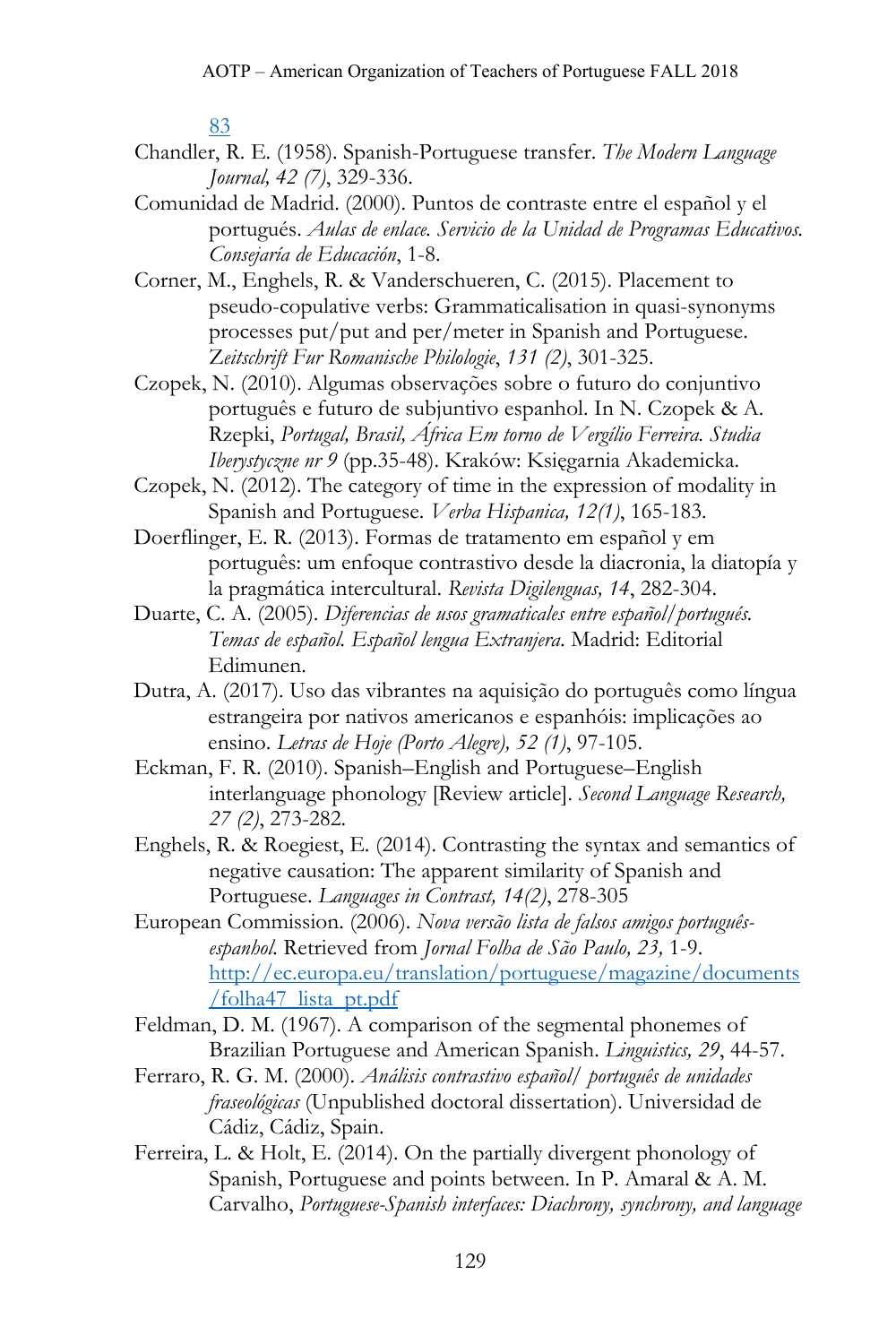[83](#)

Chandler, R. E. (1958). Spanish-Portuguese transfer. *The Modern Language Journal, 42 (7)*, 329-336.

Comunidad de Madrid. (2000). Puntos de contraste entre el español y el portugués. *Aulas de enlace. Servicio de la Unidad de Programas Educativos. Consejaría de Educación*, 1-8.

Corner, M., Enghels, R. & Vanderschueren, C. (2015). Placement to pseudo-copulative verbs: Grammaticalisation in quasi-synonyms processes put/put and per/meter in Spanish and Portuguese. *Zeitschrift Fur Romanische Philologie*, *131 (2)*, 301-325.

Czopek, N. (2010). Algumas observações sobre o futuro do conjuntivo português e futuro de subjuntivo espanhol. In N. Czopek & A. Rzepki, *Portugal, Brasil, África Em torno de Vergílio Ferreira. Studia Iberystyczne nr 9* (pp.35-48). Kraków: Księgarnia Akademicka.

Czopek, N. (2012). The category of time in the expression of modality in Spanish and Portuguese. *Verba Hispanica, 12(1)*, 165-183.

Doerflinger, E. R. (2013). Formas de tratamento em español y em português: um enfoque contrastivo desde la diacronia, la diatopía y la pragmática intercultural. *Revista Digilenguas, 14*, 282-304.

Duarte, C. A. (2005). *Diferencias de usos gramaticales entre español/portugués. Temas de español. Español lengua Extranjera*. Madrid: Editorial Edimunen.

Dutra, A. (2017). Uso das vibrantes na aquisição do português como língua estrangeira por nativos americanos e espanhóis: implicações ao ensino. *Letras de Hoje (Porto Alegre), 52 (1)*, 97-105.

Eckman, F. R. (2010). Spanish–English and Portuguese–English interlanguage phonology [Review article]. *Second Language Research, 27 (2)*, 273-282.

Enghels, R. & Roegiest, E. (2014). Contrasting the syntax and semantics of negative causation: The apparent similarity of Spanish and Portuguese. *Languages in Contrast, 14(2)*, 278-305

European Commission. (2006). *Nova versão lista de falsos amigos português-espanhol.* Retrieved from *Jornal Folha de São Paulo, 23,* 1-9. [http://ec.europa.eu/translation/portuguese/magazine/documents/folha47_lista_pt.pdf](http://ec.europa.eu/translation/portuguese/magazine/documents/folha47_lista_pt.pdf)

Feldman, D. M. (1967). A comparison of the segmental phonemes of Brazilian Portuguese and American Spanish. *Linguistics, 29*, 44-57.

Ferraro, R. G. M. (2000). *Análisis contrastivo español/ português de unidades fraseológicas* (Unpublished doctoral dissertation). Universidad de Cádiz, Cádiz, Spain.

Ferreira, L. & Holt, E. (2014). On the partially divergent phonology of Spanish, Portuguese and points between. In P. Amaral & A. M. Carvalho, *Portuguese-Spanish interfaces: Diachrony, synchrony, and language*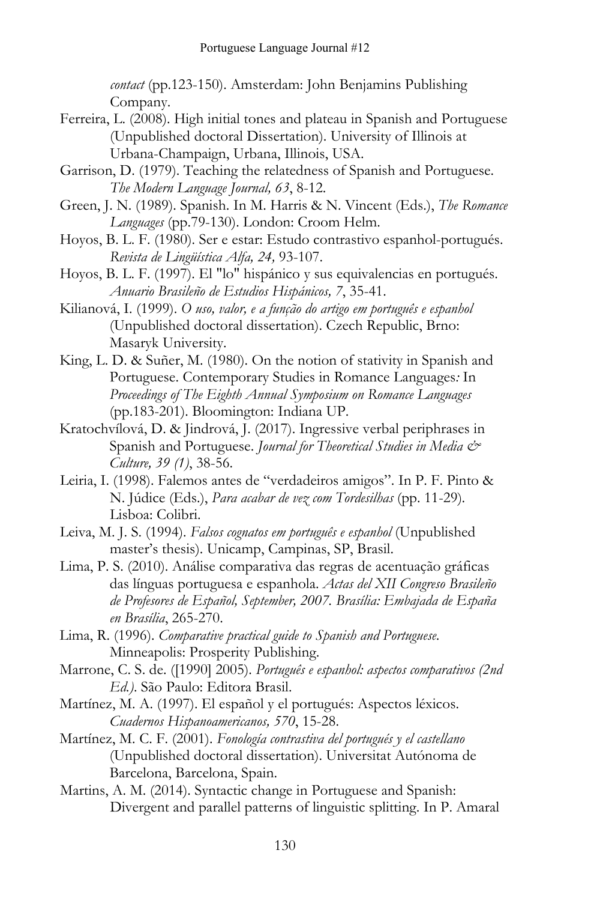*contact* (pp.123-150). Amsterdam: John Benjamins Publishing Company.

Ferreira, L. (2008). High initial tones and plateau in Spanish and Portuguese (Unpublished doctoral Dissertation). University of Illinois at Urbana-Champaign, Urbana, Illinois, USA.

Garrison, D. (1979). Teaching the relatedness of Spanish and Portuguese. *The Modern Language Journal, 63*, 8-12.

Green, J. N. (1989). Spanish. In M. Harris & N. Vincent (Eds.), *The Romance Languages* (pp.79-130). London: Croom Helm.

Hoyos, B. L. F. (1980). Ser e estar: Estudo contrastivo espanhol-portugués. *Revista de Lingüística Alfa, 24,* 93-107.

Hoyos, B. L. F. (1997). El "lo" hispánico y sus equivalencias en portugués. *Anuario Brasileño de Estudios Hispánicos, 7*, 35-41.

Kilianová, I. (1999). *O uso, valor, e a função do artigo em português e espanhol* (Unpublished doctoral dissertation). Czech Republic, Brno: Masaryk University.

King, L. D. & Suñer, M. (1980). On the notion of stativity in Spanish and Portuguese. Contemporary Studies in Romance Languages*:* In *Proceedings of The Eighth Annual Symposium on Romance Languages* (pp.183-201). Bloomington: Indiana UP.

Kratochvílová, D. & Jindrová, J. (2017). Ingressive verbal periphrases in Spanish and Portuguese. *Journal for Theoretical Studies in Media & Culture, 39 (1)*, 38-56.

Leiria, I. (1998). Falemos antes de "verdadeiros amigos". In P. F. Pinto & N. Júdice (Eds.), *Para acabar de vez com Tordesilhas* (pp. 11-29). Lisboa: Colibri.

Leiva, M. J. S. (1994). *Falsos cognatos em português e espanhol* (Unpublished master's thesis). Unicamp, Campinas, SP, Brasil.

Lima, P. S. (2010). Análise comparativa das regras de acentuação gráficas das línguas portuguesa e espanhola. *Actas del XII Congreso Brasileño de Profesores de Español, September, 2007. Brasília: Embajada de España en Brasília*, 265-270.

Lima, R. (1996). *Comparative practical guide to Spanish and Portuguese.* Minneapolis: Prosperity Publishing.

Marrone, C. S. de. ([1990] 2005). *Português e espanhol: aspectos comparativos (2nd Ed.).* São Paulo: Editora Brasil.

Martínez, M. A. (1997). El español y el portugués: Aspectos léxicos. *Cuadernos Hispanoamericanos, 570*, 15-28.

Martínez, M. C. F. (2001). *Fonología contrastiva del portugués y el castellano* (Unpublished doctoral dissertation). Universitat Autónoma de Barcelona, Barcelona, Spain.

Martins, A. M. (2014). Syntactic change in Portuguese and Spanish: Divergent and parallel patterns of linguistic splitting. In P. Amaral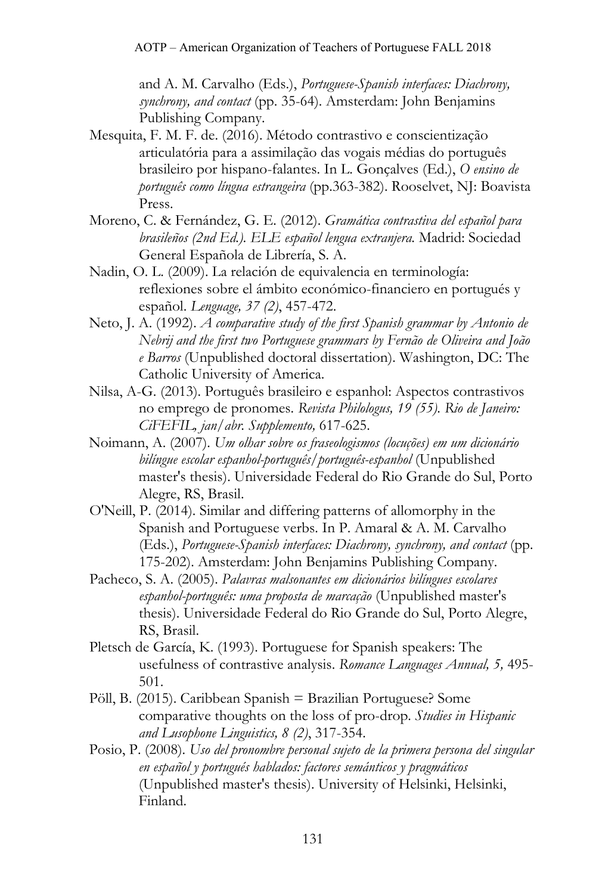and A. M. Carvalho (Eds.), *Portuguese-Spanish interfaces: Diachrony, synchrony, and contact* (pp. 35-64). Amsterdam: John Benjamins Publishing Company.

Mesquita, F. M. F. de. (2016). Método contrastivo e conscientização articulatória para a assimilação das vogais médias do português brasileiro por hispano-falantes. In L. Gonçalves (Ed.), *O ensino de português como língua estrangeira* (pp.363-382). Rooselvet, NJ: Boavista Press.

Moreno, C. & Fernández, G. E. (2012). *Gramática contrastiva del español para brasileños (2nd Ed.). ELE español lengua extranjera.* Madrid: Sociedad General Española de Librería, S. A.

Nadin, O. L. (2009). La relación de equivalencia en terminología: reflexiones sobre el ámbito económico-financiero en portugués y español. *Lenguage, 37 (2)*, 457-472.

Neto, J. A. (1992). *A comparative study of the first Spanish grammar by Antonio de Nebrij and the first two Portuguese grammars by Fernão de Oliveira and João e Barros* (Unpublished doctoral dissertation). Washington, DC: The Catholic University of America.

Nilsa, A-G. (2013). Português brasileiro e espanhol: Aspectos contrastivos no emprego de pronomes. *Revista Philologus, 19 (55). Rio de Janeiro: CiFEFIL, jan/abr. Supplemento,* 617-625.

Noimann, A. (2007). *Um olhar sobre os fraseologismos (locuções) em um dicionário bilíngue escolar espanhol-português/português-espanhol* (Unpublished master's thesis). Universidade Federal do Rio Grande do Sul, Porto Alegre, RS, Brasil.

O'Neill, P. (2014). Similar and differing patterns of allomorphy in the Spanish and Portuguese verbs. In P. Amaral & A. M. Carvalho (Eds.), *Portuguese-Spanish interfaces: Diachrony, synchrony, and contact* (pp. 175-202). Amsterdam: John Benjamins Publishing Company.

Pacheco, S. A. (2005). *Palavras malsonantes em dicionários bilíngues escolares espanhol-português: uma proposta de marcação* (Unpublished master's thesis). Universidade Federal do Rio Grande do Sul, Porto Alegre, RS, Brasil.

Pletsch de García, K. (1993). Portuguese for Spanish speakers: The usefulness of contrastive analysis. *Romance Languages Annual, 5,* 495-501.

Pöll, B. (2015). Caribbean Spanish = Brazilian Portuguese? Some comparative thoughts on the loss of pro-drop. *Studies in Hispanic and Lusophone Linguistics, 8 (2)*, 317-354.

Posio, P. (2008). *Uso del pronombre personal sujeto de la primera persona del singular en español y portugués hablados: factores semánticos y pragmáticos* (Unpublished master's thesis). University of Helsinki, Helsinki, Finland.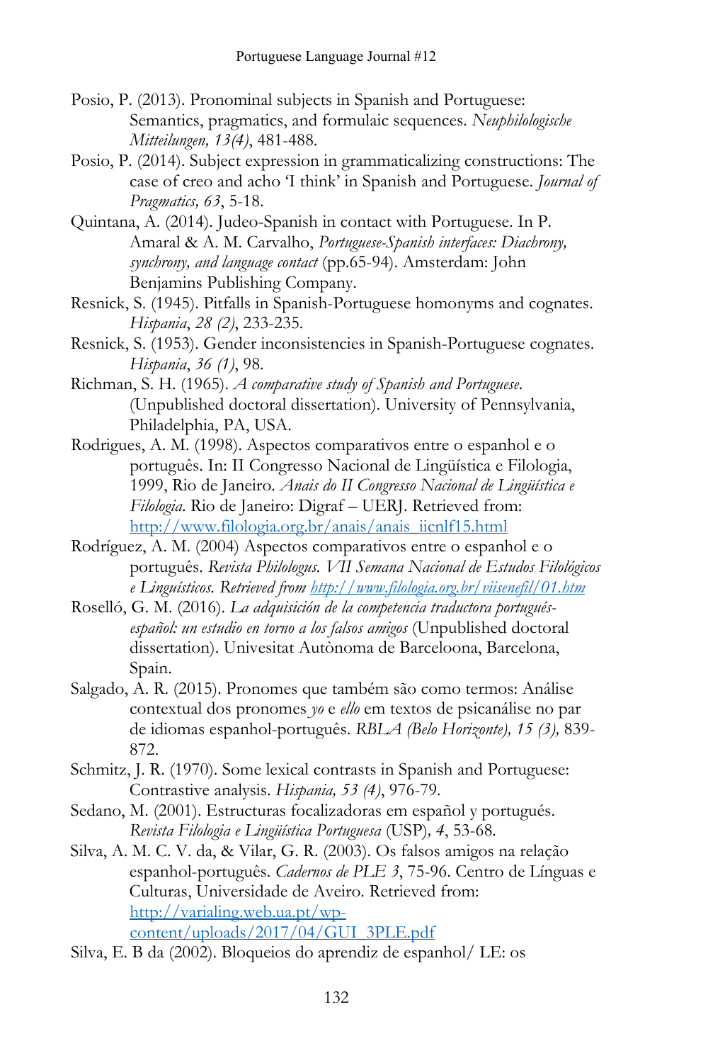Posio, P. (2013). Pronominal subjects in Spanish and Portuguese: Semantics, pragmatics, and formulaic sequences. *Neuphilologische Mitteilungen, 13(4)*, 481-488.

Posio, P. (2014). Subject expression in grammaticalizing constructions: The case of creo and acho 'I think' in Spanish and Portuguese. *Journal of Pragmatics, 63*, 5-18.

Quintana, A. (2014). Judeo-Spanish in contact with Portuguese. In P. Amaral & A. M. Carvalho, *Portuguese-Spanish interfaces: Diachrony, synchrony, and language contact* (pp.65-94). Amsterdam: John Benjamins Publishing Company.

Resnick, S. (1945). Pitfalls in Spanish-Portuguese homonyms and cognates. *Hispania*, *28 (2)*, 233-235.

Resnick, S. (1953). Gender inconsistencies in Spanish-Portuguese cognates. *Hispania*, *36 (1)*, 98.

Richman, S. H. (1965). *A comparative study of Spanish and Portuguese.* (Unpublished doctoral dissertation). University of Pennsylvania, Philadelphia, PA, USA.

Rodrigues, A. M. (1998). Aspectos comparativos entre o espanhol e o português. In: II Congresso Nacional de Lingüística e Filologia, 1999, Rio de Janeiro. *Anais do II Congresso Nacional de Lingüística e Filologia*. Rio de Janeiro: Digraf – UERJ. Retrieved from: http://www.filologia.org.br/anais/anais_iicnlf15.html

Rodríguez, A. M. (2004) Aspectos comparativos entre o espanhol e o português. *Revista Philologus. VII Semana Nacional de Estudos Filológicos e Linguísticos. Retrieved from http://www.filologia.org.br/viisenefil/01.htm*

Roselló, G. M. (2016). *La adquisición de la competencia traductora portugués-español: un estudio en torno a los falsos amigos* (Unpublished doctoral dissertation). Univesitat Autònoma de Barceloona, Barcelona, Spain.

Salgado, A. R. (2015). Pronomes que também são como termos: Análise contextual dos pronomes *yo* e *ello* em textos de psicanálise no par de idiomas espanhol-português. *RBLA (Belo Horizonte), 15 (3),* 839-872.

Schmitz, J. R. (1970). Some lexical contrasts in Spanish and Portuguese: Contrastive analysis. *Hispania, 53 (4)*, 976-79.

Sedano, M. (2001). Estructuras focalizadoras em español y portugués. *Revista Filologia e Lingüística Portuguesa* (USP)*, 4*, 53-68.

Silva, A. M. C. V. da, & Vilar, G. R. (2003). Os falsos amigos na relação espanhol-português. *Cadernos de PLE 3*, 75-96. Centro de Línguas e Culturas, Universidade de Aveiro. Retrieved from: http://varialing.web.ua.pt/wp-content/uploads/2017/04/GUI_3PLE.pdf

Silva, E. B da (2002). Bloqueios do aprendiz de espanhol/ LE: os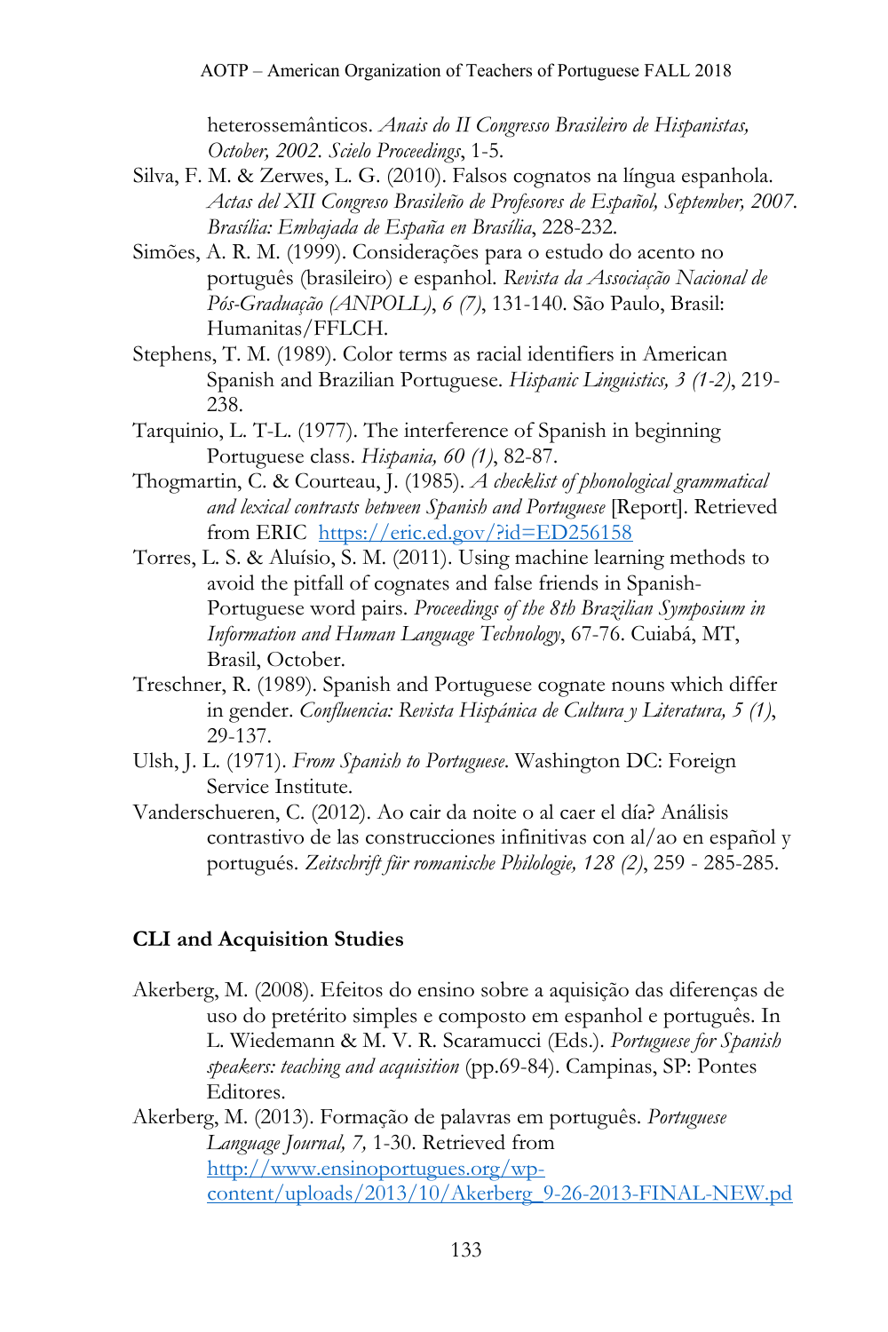heterossemânticos. *Anais do II Congresso Brasileiro de Hispanistas, October, 2002. Scielo Proceedings*, 1-5.

Silva, F. M. & Zerwes, L. G. (2010). Falsos cognatos na língua espanhola. *Actas del XII Congreso Brasileño de Profesores de Español, September, 2007. Brasília: Embajada de España en Brasília*, 228-232.

Simões, A. R. M. (1999). Considerações para o estudo do acento no português (brasileiro) e espanhol. *Revista da Associação Nacional de Pós-Graduação (ANPOLL), 6 (7)*, 131-140. São Paulo, Brasil: Humanitas/FFLCH.

Stephens, T. M. (1989). Color terms as racial identifiers in American Spanish and Brazilian Portuguese. *Hispanic Linguistics, 3 (1-2)*, 219-238.

Tarquinio, L. T-L. (1977). The interference of Spanish in beginning Portuguese class. *Hispania, 60 (1)*, 82-87.

Thogmartin, C. & Courteau, J. (1985). *A checklist of phonological grammatical and lexical contrasts between Spanish and Portuguese* [Report]. Retrieved from ERIC https://eric.ed.gov/?id=ED256158

Torres, L. S. & Aluísio, S. M. (2011). Using machine learning methods to avoid the pitfall of cognates and false friends in Spanish-Portuguese word pairs. *Proceedings of the 8th Brazilian Symposium in Information and Human Language Technology*, 67-76. Cuiabá, MT, Brasil, October.

Treschner, R. (1989). Spanish and Portuguese cognate nouns which differ in gender. *Confluencia: Revista Hispánica de Cultura y Literatura, 5 (1)*, 29-137.

Ulsh, J. L. (1971). *From Spanish to Portuguese*. Washington DC: Foreign Service Institute.

Vanderschueren, C. (2012). Ao cair da noite o al caer el día? Análisis contrastivo de las construcciones infinitivas con al/ao en español y portugués. *Zeitschrift für romanische Philologie, 128 (2)*, 259 - 285-285.

**CLI and Acquisition Studies**

Akerberg, M. (2008). Efeitos do ensino sobre a aquisição das diferenças de uso do pretérito simples e composto em espanhol e português. In L. Wiedemann & M. V. R. Scaramucci (Eds.). *Portuguese for Spanish speakers: teaching and acquisition* (pp.69-84). Campinas, SP: Pontes Editores.

Akerberg, M. (2013). Formação de palavras em português. *Portuguese Language Journal, 7,* 1-30. Retrieved from http://www.ensinoportugues.org/wp-content/uploads/2013/10/Akerberg_9-26-2013-FINAL-NEW.pd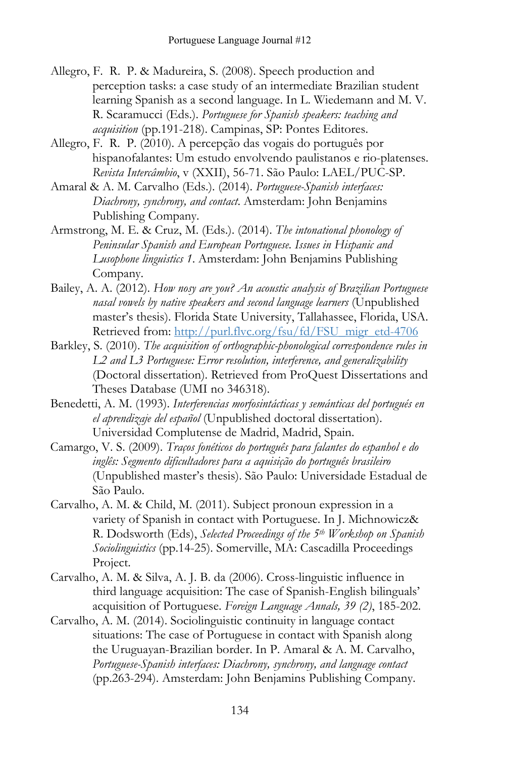Allegro, F. R. P. & Madureira, S. (2008). Speech production and perception tasks: a case study of an intermediate Brazilian student learning Spanish as a second language. In L. Wiedemann and M. V. R. Scaramucci (Eds.). *Portuguese for Spanish speakers: teaching and acquisition* (pp.191-218). Campinas, SP: Pontes Editores.

Allegro, F. R. P. (2010). A percepção das vogais do português por hispanofalantes: Um estudo envolvendo paulistanos e rio-platenses. *Revista Intercâmbio*, v (XXII), 56-71. São Paulo: LAEL/PUC-SP.

Amaral & A. M. Carvalho (Eds.). (2014). *Portuguese-Spanish interfaces: Diachrony, synchrony, and contact*. Amsterdam: John Benjamins Publishing Company.

Armstrong, M. E. & Cruz, M. (Eds.). (2014). *The intonational phonology of Peninsular Spanish and European Portuguese. Issues in Hispanic and Lusophone linguistics 1*. Amsterdam: John Benjamins Publishing Company.

Bailey, A. A. (2012). *How nosy are you? An acoustic analysis of Brazilian Portuguese nasal vowels by native speakers and second language learners* (Unpublished master's thesis). Florida State University, Tallahassee, Florida, USA. Retrieved from: [http://purl.flvc.org/fsu/fd/FSU_migr_etd-4706](http://purl.flvc.org/fsu/fd/FSU_migr_etd-4706)

Barkley, S. (2010). *The acquisition of orthographic-phonological correspondence rules in L2 and L3 Portuguese: Error resolution, interference, and generalizability* (Doctoral dissertation). Retrieved from ProQuest Dissertations and Theses Database (UMI no 346318).

Benedetti, A. M. (1993). *Interferencias morfosintácticas y semánticas del portugués en el aprendizaje del español* (Unpublished doctoral dissertation). Universidad Complutense de Madrid, Madrid, Spain.

Camargo, V. S. (2009). *Traços fonéticos do português para falantes do espanhol e do inglês: Segmento dificultadores para a aquisição do português brasileiro* (Unpublished master's thesis). São Paulo: Universidade Estadual de São Paulo.

Carvalho, A. M. & Child, M. (2011). Subject pronoun expression in a variety of Spanish in contact with Portuguese. In J. Michnowicz& R. Dodsworth (Eds), *Selected Proceedings of the 5th Workshop on Spanish Sociolinguistics* (pp.14-25). Somerville, MA: Cascadilla Proceedings Project.

Carvalho, A. M. & Silva, A. J. B. da (2006). Cross-linguistic influence in third language acquisition: The case of Spanish-English bilinguals' acquisition of Portuguese. *Foreign Language Annals, 39 (2)*, 185-202.

Carvalho, A. M. (2014). Sociolinguistic continuity in language contact situations: The case of Portuguese in contact with Spanish along the Uruguayan-Brazilian border. In P. Amaral & A. M. Carvalho, *Portuguese-Spanish interfaces: Diachrony, synchrony, and language contact* (pp.263-294). Amsterdam: John Benjamins Publishing Company.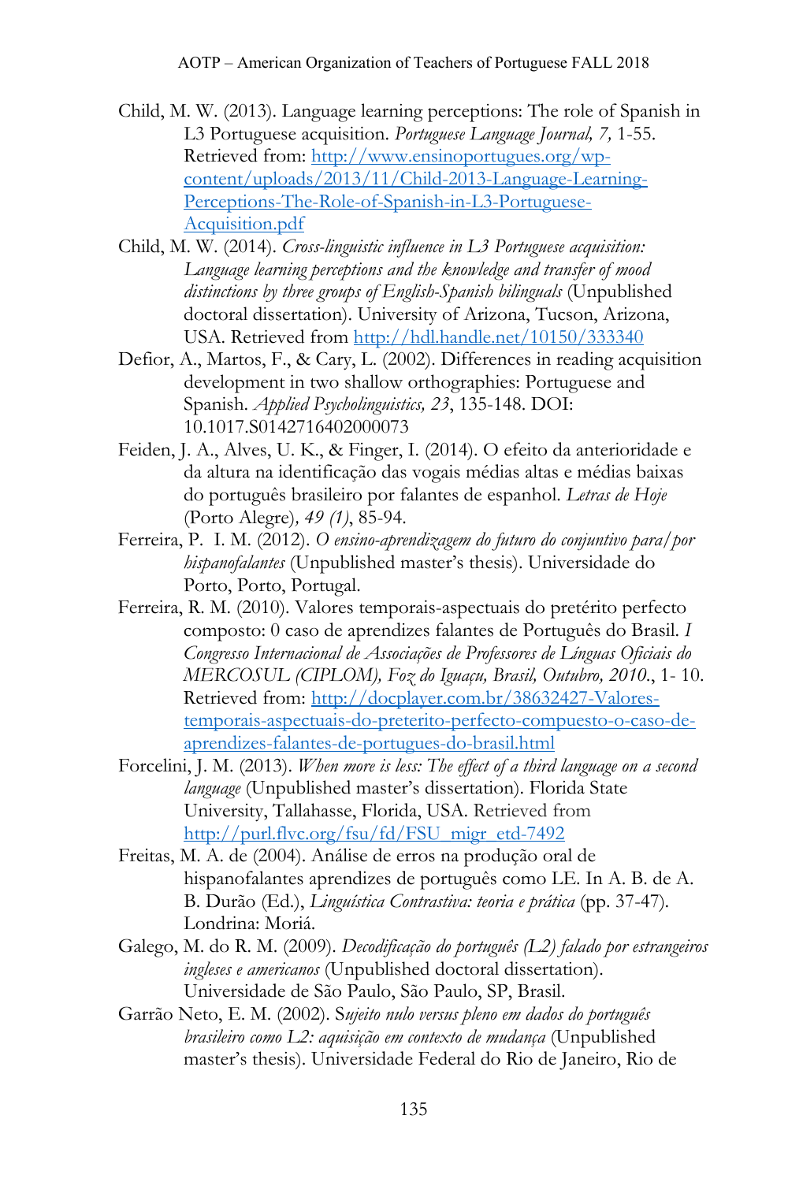Child, M. W. (2013). Language learning perceptions: The role of Spanish in L3 Portuguese acquisition. *Portuguese Language Journal, 7,* 1-55. Retrieved from: http://www.ensinoportugues.org/wp-content/uploads/2013/11/Child-2013-Language-Learning-Perceptions-The-Role-of-Spanish-in-L3-Portuguese-Acquisition.pdf

Child, M. W. (2014). *Cross-linguistic influence in L3 Portuguese acquisition: Language learning perceptions and the knowledge and transfer of mood distinctions by three groups of English-Spanish bilinguals* (Unpublished doctoral dissertation). University of Arizona, Tucson, Arizona, USA. Retrieved from http://hdl.handle.net/10150/333340

Defior, A., Martos, F., & Cary, L. (2002). Differences in reading acquisition development in two shallow orthographies: Portuguese and Spanish. *Applied Psycholinguistics, 23*, 135-148. DOI: 10.1017.S0142716402000073

Feiden, J. A., Alves, U. K., & Finger, I. (2014). O efeito da anterioridade e da altura na identificação das vogais médias altas e médias baixas do português brasileiro por falantes de espanhol. *Letras de Hoje* (Porto Alegre)*, 49 (1)*, 85-94.

Ferreira, P. I. M. (2012). *O ensino-aprendizagem do futuro do conjuntivo para/por hispanofalantes* (Unpublished master's thesis). Universidade do Porto, Porto, Portugal.

Ferreira, R. M. (2010). Valores temporais-aspectuais do pretérito perfecto composto: 0 caso de aprendizes falantes de Português do Brasil. *I Congresso Internacional de Associações de Professores de Línguas Oficiais do MERCOSUL (CIPLOM), Foz do Iguaçu, Brasil, Outubro, 2010.*, 1- 10. Retrieved from: http://docplayer.com.br/38632427-Valores-temporais-aspectuais-do-preterito-perfecto-compuesto-o-caso-de-aprendizes-falantes-de-portugues-do-brasil.html

Forcelini, J. M. (2013). *When more is less: The effect of a third language on a second language* (Unpublished master's dissertation). Florida State University, Tallahasse, Florida, USA. Retrieved from http://purl.flvc.org/fsu/fd/FSU_migr_etd-7492

Freitas, M. A. de (2004). Análise de erros na produção oral de hispanofalantes aprendizes de português como LE. In A. B. de A. B. Durão (Ed.), *Linguística Contrastiva: teoria e prática* (pp. 37-47). Londrina: Moriá.

Galego, M. do R. M. (2009). *Decodificação do português (L2) falado por estrangeiros ingleses e americanos* (Unpublished doctoral dissertation). Universidade de São Paulo, São Paulo, SP, Brasil.

Garrão Neto, E. M. (2002). S*ujeito nulo versus pleno em dados do português brasileiro como L2: aquisição em contexto de mudança* (Unpublished master's thesis). Universidade Federal do Rio de Janeiro, Rio de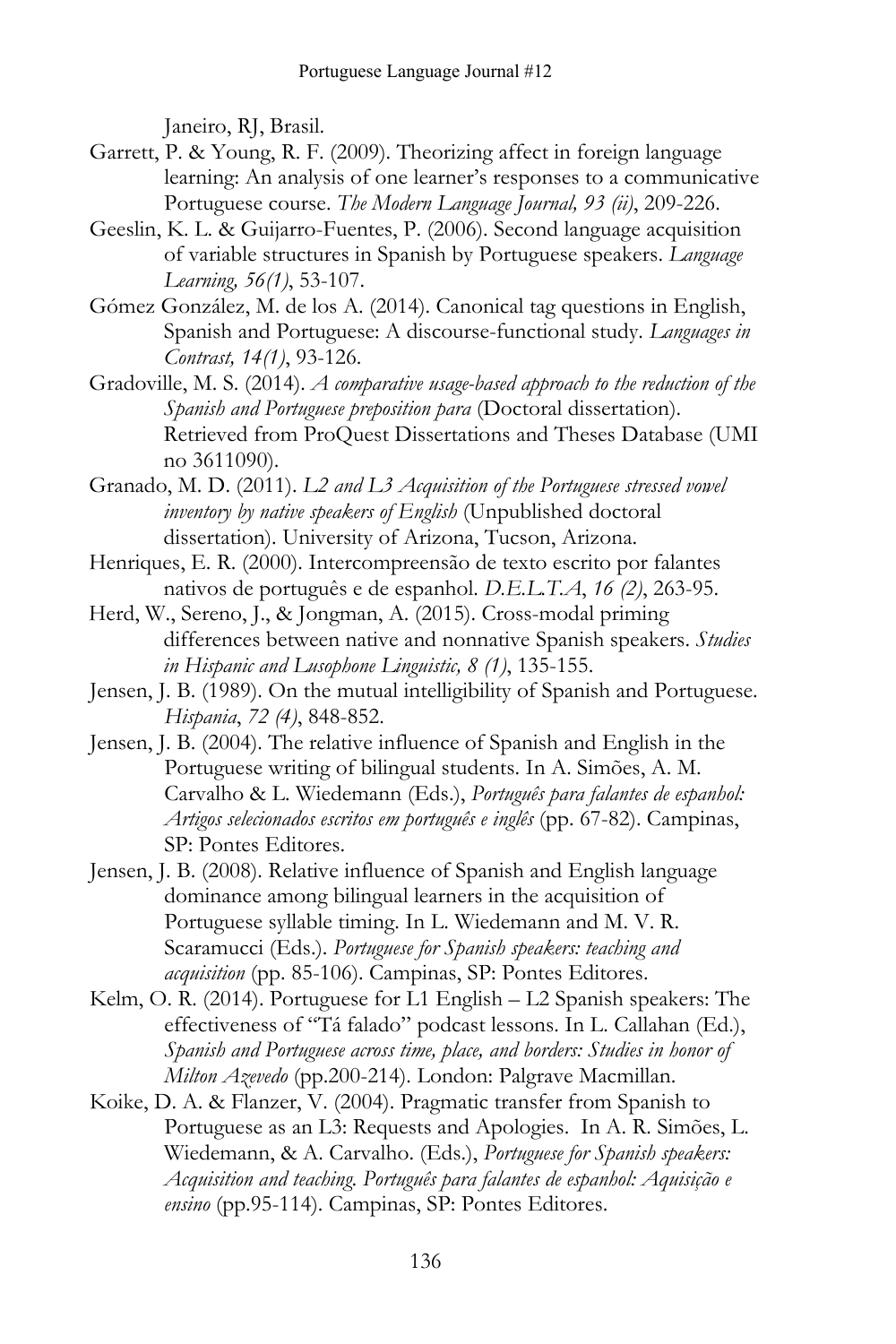Janeiro, RJ, Brasil.

Garrett, P. & Young, R. F. (2009). Theorizing affect in foreign language learning: An analysis of one learner's responses to a communicative Portuguese course. *The Modern Language Journal, 93 (ii)*, 209-226.

Geeslin, K. L. & Guijarro-Fuentes, P. (2006). Second language acquisition of variable structures in Spanish by Portuguese speakers. *Language Learning, 56(1)*, 53-107.

Gómez González, M. de los A. (2014). Canonical tag questions in English, Spanish and Portuguese: A discourse-functional study. *Languages in Contrast, 14(1)*, 93-126.

Gradoville, M. S. (2014). *A comparative usage-based approach to the reduction of the Spanish and Portuguese preposition para* (Doctoral dissertation). Retrieved from ProQuest Dissertations and Theses Database (UMI no 3611090).

Granado, M. D. (2011). *L2 and L3 Acquisition of the Portuguese stressed vowel inventory by native speakers of English* (Unpublished doctoral dissertation). University of Arizona, Tucson, Arizona.

Henriques, E. R. (2000). Intercompreensão de texto escrito por falantes nativos de português e de espanhol. *D.E.L.T.A*, *16 (2)*, 263-95.

Herd, W., Sereno, J., & Jongman, A. (2015). Cross-modal priming differences between native and nonnative Spanish speakers. *Studies in Hispanic and Lusophone Linguistic, 8 (1)*, 135-155.

Jensen, J. B. (1989). On the mutual intelligibility of Spanish and Portuguese. *Hispania*, *72 (4)*, 848-852.

Jensen, J. B. (2004). The relative influence of Spanish and English in the Portuguese writing of bilingual students. In A. Simões, A. M. Carvalho & L. Wiedemann (Eds.), *Português para falantes de espanhol: Artigos selecionados escritos em português e inglês* (pp. 67-82). Campinas, SP: Pontes Editores.

Jensen, J. B. (2008). Relative influence of Spanish and English language dominance among bilingual learners in the acquisition of Portuguese syllable timing. In L. Wiedemann and M. V. R. Scaramucci (Eds.). *Portuguese for Spanish speakers: teaching and acquisition* (pp. 85-106). Campinas, SP: Pontes Editores.

Kelm, O. R. (2014). Portuguese for L1 English – L2 Spanish speakers: The effectiveness of "Tá falado" podcast lessons. In L. Callahan (Ed.), *Spanish and Portuguese across time, place, and borders: Studies in honor of Milton Azevedo* (pp.200-214). London: Palgrave Macmillan.

Koike, D. A. & Flanzer, V. (2004). Pragmatic transfer from Spanish to Portuguese as an L3: Requests and Apologies. In A. R. Simões, L. Wiedemann, & A. Carvalho. (Eds.), *Portuguese for Spanish speakers: Acquisition and teaching. Português para falantes de espanhol: Aquisição e ensino* (pp.95-114). Campinas, SP: Pontes Editores.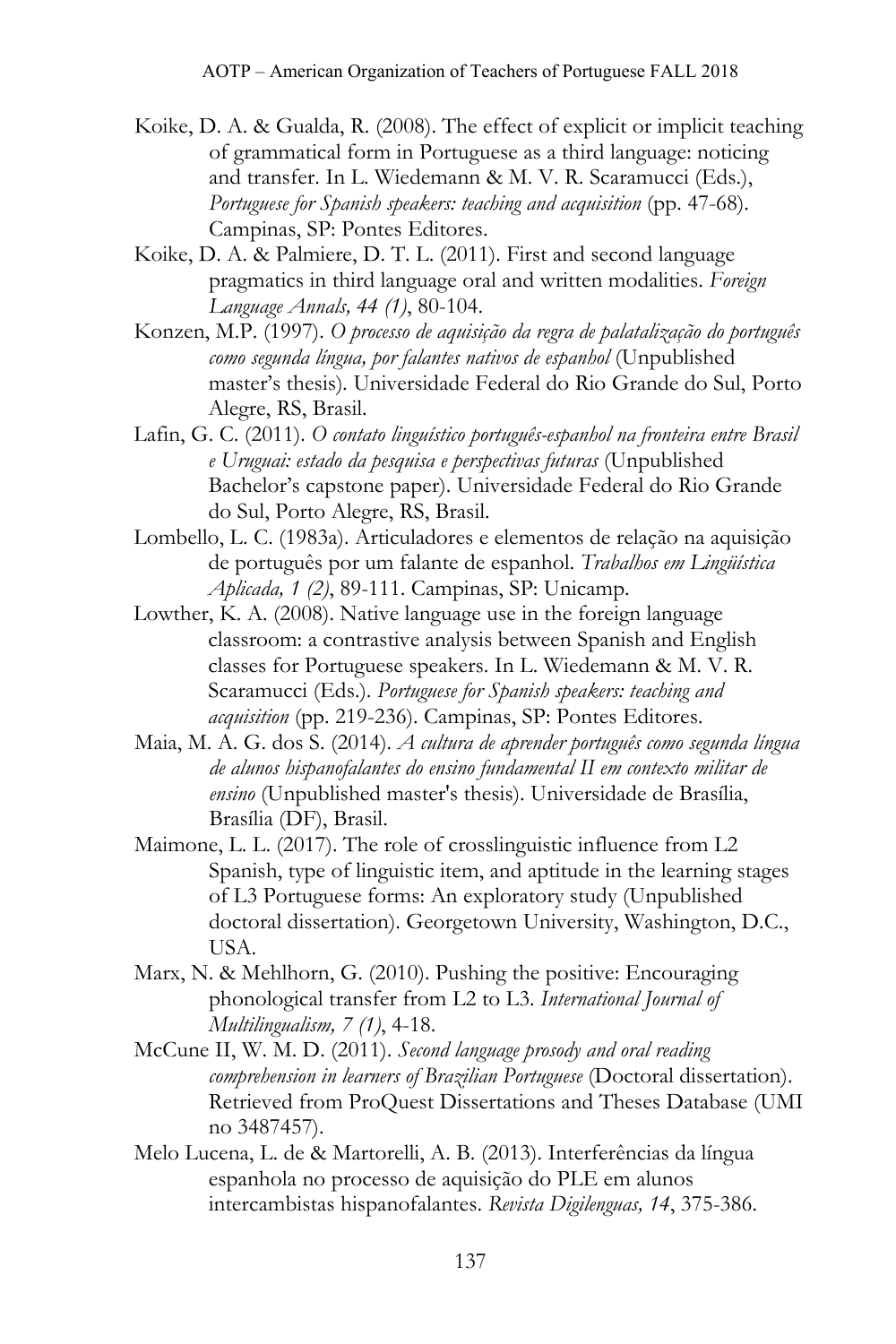Koike, D. A. & Gualda, R. (2008). The effect of explicit or implicit teaching of grammatical form in Portuguese as a third language: noticing and transfer. In L. Wiedemann & M. V. R. Scaramucci (Eds.), *Portuguese for Spanish speakers: teaching and acquisition* (pp. 47-68). Campinas, SP: Pontes Editores.

Koike, D. A. & Palmiere, D. T. L. (2011). First and second language pragmatics in third language oral and written modalities. *Foreign Language Annals, 44 (1)*, 80-104.

Konzen, M.P. (1997). *O processo de aquisição da regra de palatalização do português como segunda língua, por falantes nativos de espanhol* (Unpublished master's thesis). Universidade Federal do Rio Grande do Sul, Porto Alegre, RS, Brasil.

Lafin, G. C. (2011). *O contato linguístico português-espanhol na fronteira entre Brasil e Uruguai: estado da pesquisa e perspectivas futuras* (Unpublished Bachelor's capstone paper). Universidade Federal do Rio Grande do Sul, Porto Alegre, RS, Brasil.

Lombello, L. C. (1983a). Articuladores e elementos de relação na aquisição de português por um falante de espanhol. *Trabalhos em Lingüística Aplicada, 1 (2)*, 89-111. Campinas, SP: Unicamp.

Lowther, K. A. (2008). Native language use in the foreign language classroom: a contrastive analysis between Spanish and English classes for Portuguese speakers. In L. Wiedemann & M. V. R. Scaramucci (Eds.). *Portuguese for Spanish speakers: teaching and acquisition* (pp. 219-236). Campinas, SP: Pontes Editores.

Maia, M. A. G. dos S. (2014). *A cultura de aprender português como segunda língua de alunos hispanofalantes do ensino fundamental II em contexto militar de ensino* (Unpublished master's thesis). Universidade de Brasília, Brasília (DF), Brasil.

Maimone, L. L. (2017). The role of crosslinguistic influence from L2 Spanish, type of linguistic item, and aptitude in the learning stages of L3 Portuguese forms: An exploratory study (Unpublished doctoral dissertation). Georgetown University, Washington, D.C., USA.

Marx, N. & Mehlhorn, G. (2010). Pushing the positive: Encouraging phonological transfer from L2 to L3. *International Journal of Multilingualism, 7 (1)*, 4-18.

McCune II, W. M. D. (2011). *Second language prosody and oral reading comprehension in learners of Brazilian Portuguese* (Doctoral dissertation). Retrieved from ProQuest Dissertations and Theses Database (UMI no 3487457).

Melo Lucena, L. de & Martorelli, A. B. (2013). Interferências da língua espanhola no processo de aquisição do PLE em alunos intercambistas hispanofalantes. *Revista Digilenguas, 14*, 375-386.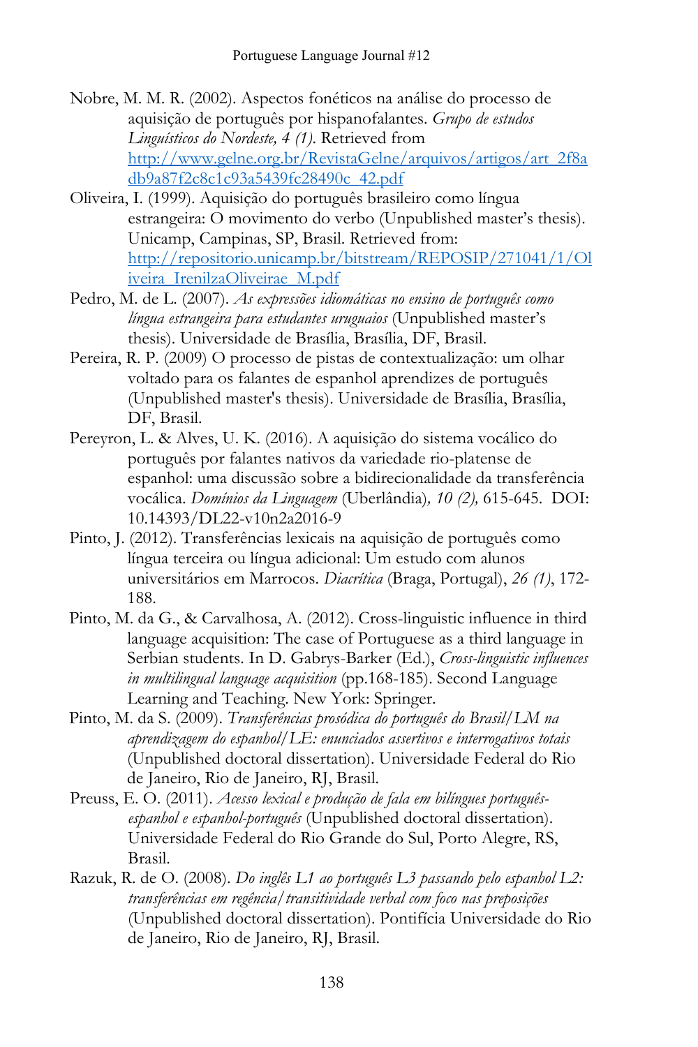Nobre, M. M. R. (2002). Aspectos fonéticos na análise do processo de aquisição de português por hispanofalantes. *Grupo de estudos Linguísticos do Nordeste, 4 (1)*. Retrieved from http://www.gelne.org.br/RevistaGelne/arquivos/artigos/art_2f8adb9a87f2c8c1c93a5439fc28490c_42.pdf

Oliveira, I. (1999). Aquisição do português brasileiro como língua estrangeira: O movimento do verbo (Unpublished master's thesis). Unicamp, Campinas, SP, Brasil. Retrieved from: http://repositorio.unicamp.br/bitstream/REPOSIP/271041/1/Oliveira_IrenilzaOliveirae_M.pdf

Pedro, M. de L. (2007). *As expressões idiomáticas no ensino de português como língua estrangeira para estudantes uruguaios* (Unpublished master's thesis). Universidade de Brasília, Brasília, DF, Brasil.

Pereira, R. P. (2009) O processo de pistas de contextualização: um olhar voltado para os falantes de espanhol aprendizes de português (Unpublished master's thesis). Universidade de Brasília, Brasília, DF, Brasil.

Pereyron, L. & Alves, U. K. (2016). A aquisição do sistema vocálico do português por falantes nativos da variedade rio-platense de espanhol: uma discussão sobre a bidirecionalidade da transferência vocálica. *Domínios da Linguagem* (Uberlândia)*, 10 (2),* 615-645. DOI: 10.14393/DL22-v10n2a2016-9

Pinto, J. (2012). Transferências lexicais na aquisição de português como língua terceira ou língua adicional: Um estudo com alunos universitários em Marrocos. *Diacrítica* (Braga, Portugal), *26 (1)*, 172-188.

Pinto, M. da G., & Carvalhosa, A. (2012). Cross-linguistic influence in third language acquisition: The case of Portuguese as a third language in Serbian students. In D. Gabrys-Barker (Ed.), *Cross-linguistic influences in multilingual language acquisition* (pp.168-185). Second Language Learning and Teaching. New York: Springer.

Pinto, M. da S. (2009). *Transferências prosódica do português do Brasil/LM na aprendizagem do espanhol/LE: enunciados assertivos e interrogativos totais* (Unpublished doctoral dissertation). Universidade Federal do Rio de Janeiro, Rio de Janeiro, RJ, Brasil.

Preuss, E. O. (2011). *Acesso lexical e produção de fala em bilíngues português-espanhol e espanhol-português* (Unpublished doctoral dissertation). Universidade Federal do Rio Grande do Sul, Porto Alegre, RS, Brasil.

Razuk, R. de O. (2008). *Do inglês L1 ao português L3 passando pelo espanhol L2: transferências em regência/transitividade verbal com foco nas preposições* (Unpublished doctoral dissertation). Pontifícia Universidade do Rio de Janeiro, Rio de Janeiro, RJ, Brasil.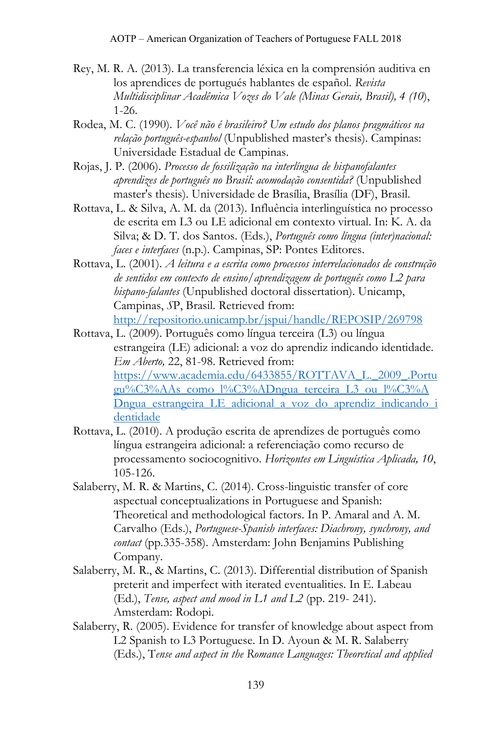Rey, M. R. A. (2013). La transferencia léxica en la comprensión auditiva en los aprendices de portugués hablantes de español. *Revista Multidisciplinar Acadêmica Vozes do Vale (Minas Gerais, Brasil), 4 (10*), 1-26.

Rodea, M. C. (1990). *Você não é brasileiro? Um estudo dos planos pragmáticos na relação português-espanhol* (Unpublished master's thesis). Campinas: Universidade Estadual de Campinas.

Rojas, J. P. (2006). *Processo de fossilização na interlíngua de hispanofalantes aprendizes de português no Brasil: acomodação consentida?* (Unpublished master's thesis). Universidade de Brasília, Brasília (DF), Brasil.

Rottava, L. & Silva, A. M. da (2013). Influência interlinguística no processo de escrita em L3 ou LE adicional em contexto virtual. In: K. A. da Silva; & D. T. dos Santos. (Eds.), *Português como língua (inter)nacional: faces e interfaces* (n.p.). Campinas, SP: Pontes Editores.

Rottava, L. (2001). *A leitura e a escrita como processos interrelacionados de construção de sentidos em contexto de ensino/aprendizagem de português como L2 para hispano-falantes* (Unpublished doctoral dissertation). Unicamp, Campinas, SP, Brasil. Retrieved from: http://repositorio.unicamp.br/jspui/handle/REPOSIP/269798

Rottava, L. (2009). Português como língua terceira (L3) ou língua estrangeira (LE) adicional: a voz do aprendiz indicando identidade. *Em Aberto,* 22, 81-98. Retrieved from: https://www.academia.edu/6433855/ROTTAVA_L._2009_.Portugu%C3%AAs_como_l%C3%ADngua_terceira_L3_ou_l%C3%ADngua_estrangeira_LE_adicional_a_voz_do_aprendiz_indicando_identidade

Rottava, L. (2010). A produção escrita de aprendizes de português como língua estrangeira adicional: a referenciação como recurso de processamento sociocognitivo. *Horizontes em Linguística Aplicada, 10*, 105-126.

Salaberry, M. R. & Martins, C. (2014). Cross-linguistic transfer of core aspectual conceptualizations in Portuguese and Spanish: Theoretical and methodological factors. In P. Amaral and A. M. Carvalho (Eds.), *Portuguese-Spanish interfaces: Diachrony, synchrony, and contact* (pp.335-358). Amsterdam: John Benjamins Publishing Company.

Salaberry, M. R., & Martins, C. (2013). Differential distribution of Spanish preterit and imperfect with iterated eventualities. In E. Labeau (Ed.), *Tense, aspect and mood in L1 and L2* (pp. 219- 241). Amsterdam: Rodopi.

Salaberry, R. (2005). Evidence for transfer of knowledge about aspect from L2 Spanish to L3 Portuguese. In D. Ayoun & M. R. Salaberry (Eds.), T*ense and aspect in the Romance Languages: Theoretical and applied*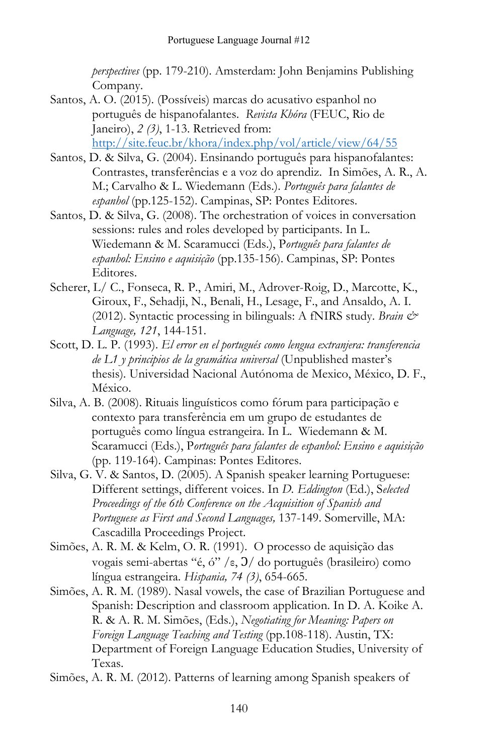*perspectives* (pp. 179-210). Amsterdam: John Benjamins Publishing Company.

Santos, A. O. (2015). (Possíveis) marcas do acusativo espanhol no português de hispanofalantes. *Revista Khóra* (FEUC, Rio de Janeiro), *2 (3)*, 1-13. Retrieved from: http://site.feuc.br/khora/index.php/vol/article/view/64/55

Santos, D. & Silva, G. (2004). Ensinando português para hispanofalantes: Contrastes, transferências e a voz do aprendiz. In Simões, A. R., A. M.; Carvalho & L. Wiedemann (Eds.). *Português para falantes de espanhol* (pp.125-152). Campinas, SP: Pontes Editores.

Santos, D. & Silva, G. (2008). The orchestration of voices in conversation sessions: rules and roles developed by participants. In L. Wiedemann & M. Scaramucci (Eds.), P*ortuguês para falantes de espanhol: Ensino e aquisição* (pp.135-156). Campinas, SP: Pontes Editores.

Scherer, L/ C., Fonseca, R. P., Amiri, M., Adrover-Roig, D., Marcotte, K., Giroux, F., Sehadji, N., Benali, H., Lesage, F., and Ansaldo, A. I. (2012). Syntactic processing in bilinguals: A fNIRS study. *Brain & Language, 121*, 144-151.

Scott, D. L. P. (1993). *El error en el portugués como lengua extranjera: transferencia de L1 y principios de la gramática universal* (Unpublished master's thesis). Universidad Nacional Autónoma de Mexico, México, D. F., México.

Silva, A. B. (2008). Rituais linguísticos como fórum para participação e contexto para transferência em um grupo de estudantes de português como língua estrangeira. In L. Wiedemann & M. Scaramucci (Eds.), P*ortuguês para falantes de espanhol: Ensino e aquisição* (pp. 119-164). Campinas: Pontes Editores.

Silva, G. V. & Santos, D. (2005). A Spanish speaker learning Portuguese: Different settings, different voices. In *D. Eddington* (Ed.), S*elected Proceedings of the 6th Conference on the Acquisition of Spanish and Portuguese as First and Second Languages,* 137-149. Somerville, MA: Cascadilla Proceedings Project.

Simões, A. R. M. & Kelm, O. R. (1991). O processo de aquisição das vogais semi-abertas "é, ó" /ɛ, ɔ/ do português (brasileiro) como língua estrangeira. *Hispania, 74 (3)*, 654-665.

Simões, A. R. M. (1989). Nasal vowels, the case of Brazilian Portuguese and Spanish: Description and classroom application. In D. A. Koike A. R. & A. R. M. Simões, (Eds.), *Negotiating for Meaning: Papers on Foreign Language Teaching and Testing* (pp.108-118). Austin, TX: Department of Foreign Language Education Studies, University of Texas.

Simões, A. R. M. (2012). Patterns of learning among Spanish speakers of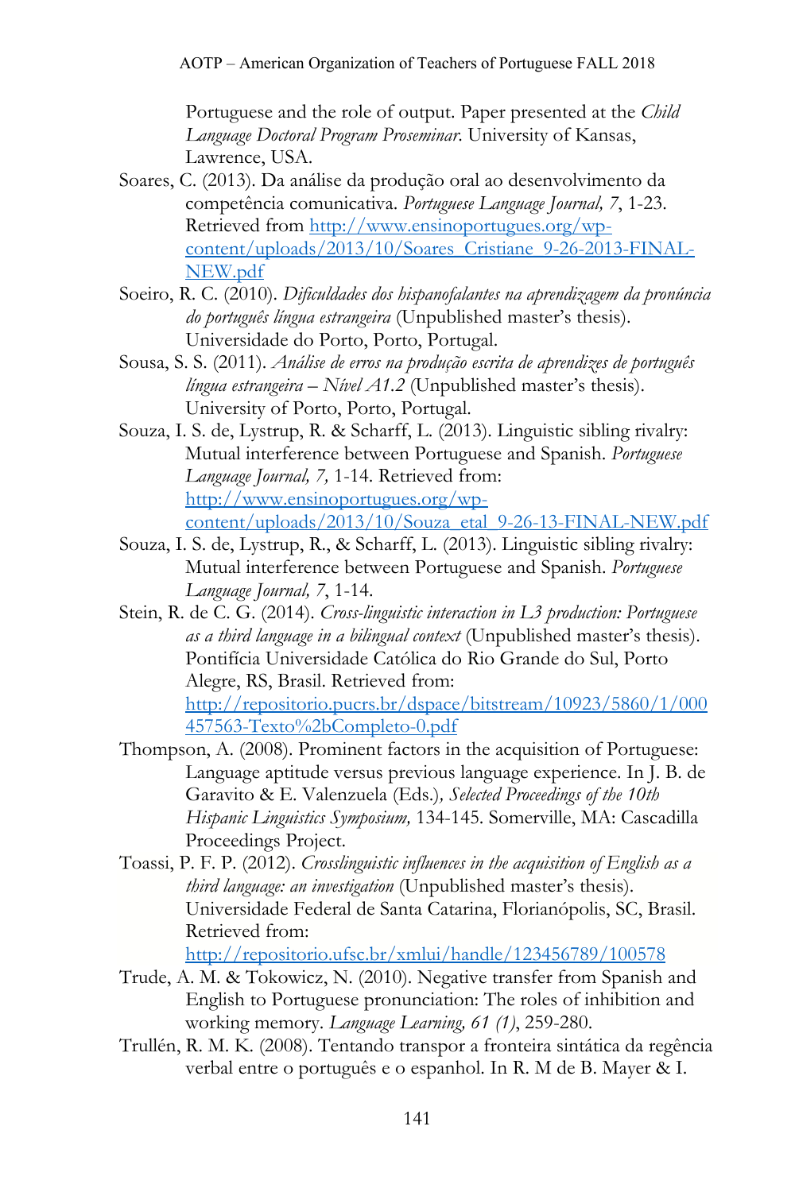Portuguese and the role of output. Paper presented at the *Child Language Doctoral Program Proseminar*. University of Kansas, Lawrence, USA.

Soares, C. (2013). Da análise da produção oral ao desenvolvimento da competência comunicativa. *Portuguese Language Journal, 7*, 1-23. Retrieved from http://www.ensinoportugues.org/wp-content/uploads/2013/10/Soares_Cristiane_9-26-2013-FINAL-NEW.pdf

Soeiro, R. C. (2010). *Dificuldades dos hispanofalantes na aprendizagem da pronúncia do português língua estrangeira* (Unpublished master's thesis). Universidade do Porto, Porto, Portugal.

Sousa, S. S. (2011). *Análise de erros na produção escrita de aprendizes de português língua estrangeira – Nível A1.2* (Unpublished master's thesis). University of Porto, Porto, Portugal.

Souza, I. S. de, Lystrup, R. & Scharff, L. (2013). Linguistic sibling rivalry: Mutual interference between Portuguese and Spanish. *Portuguese Language Journal, 7,* 1-14. Retrieved from: http://www.ensinoportugues.org/wp-content/uploads/2013/10/Souza_etal_9-26-13-FINAL-NEW.pdf

Souza, I. S. de, Lystrup, R., & Scharff, L. (2013). Linguistic sibling rivalry: Mutual interference between Portuguese and Spanish. *Portuguese Language Journal, 7*, 1-14.

Stein, R. de C. G. (2014). *Cross-linguistic interaction in L3 production: Portuguese as a third language in a bilingual context* (Unpublished master's thesis). Pontifícia Universidade Católica do Rio Grande do Sul, Porto Alegre, RS, Brasil. Retrieved from: http://repositorio.pucrs.br/dspace/bitstream/10923/5860/1/000457563-Texto%2bCompleto-0.pdf

Thompson, A. (2008). Prominent factors in the acquisition of Portuguese: Language aptitude versus previous language experience. In J. B. de Garavito & E. Valenzuela (Eds.)*, Selected Proceedings of the 10th Hispanic Linguistics Symposium,* 134-145. Somerville, MA: Cascadilla Proceedings Project.

Toassi, P. F. P. (2012). *Crosslinguistic influences in the acquisition of English as a third language: an investigation* (Unpublished master's thesis). Universidade Federal de Santa Catarina, Florianópolis, SC, Brasil. Retrieved from: http://repositorio.ufsc.br/xmlui/handle/123456789/100578

Trude, A. M. & Tokowicz, N. (2010). Negative transfer from Spanish and English to Portuguese pronunciation: The roles of inhibition and working memory. *Language Learning, 61 (1)*, 259-280.

Trullén, R. M. K. (2008). Tentando transpor a fronteira sintática da regência verbal entre o português e o espanhol. In R. M de B. Mayer & I.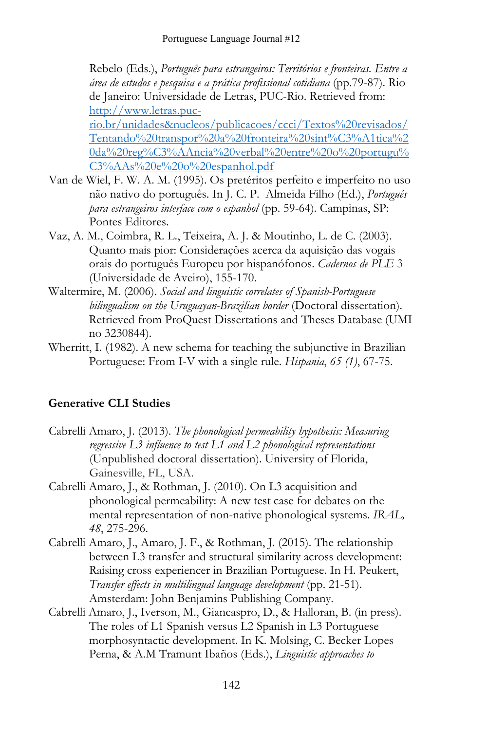Rebelo (Eds.), *Português para estrangeiros: Territórios e fronteiras. Entre a área de estudos e pesquisa e a prática profissional cotidiana* (pp.79-87). Rio de Janeiro: Universidade de Letras, PUC-Rio. Retrieved from: http://www.letras.puc-rio.br/unidades&nucleos/publicacoes/ccci/Textos%20revisados/Tentando%20transpor%20a%20fronteira%20sint%C3%A1tica%20da%20reg%C3%AAncia%20verbal%20entre%20o%20portugu%C3%AAs%20e%20o%20espanhol.pdf

Van de Wiel, F. W. A. M. (1995). Os pretéritos perfeito e imperfeito no uso não nativo do português. In J. C. P. Almeida Filho (Ed.), *Português para estrangeiros interface com o espanhol* (pp. 59-64). Campinas, SP: Pontes Editores.

Vaz, A. M., Coimbra, R. L., Teixeira, A. J. & Moutinho, L. de C. (2003). Quanto mais pior: Considerações acerca da aquisição das vogais orais do português Europeu por hispanófonos. *Cadernos de PLE* 3 (Universidade de Aveiro), 155-170.

Waltermire, M. (2006). *Social and linguistic correlates of Spanish-Portuguese bilingualism on the Uruguayan-Brazilian border* (Doctoral dissertation). Retrieved from ProQuest Dissertations and Theses Database (UMI no 3230844).

Wherritt, I. (1982). A new schema for teaching the subjunctive in Brazilian Portuguese: From I-V with a single rule. *Hispania*, *65 (1)*, 67-75.

## Generative CLI Studies

Cabrelli Amaro, J. (2013). *The phonological permeability hypothesis: Measuring regressive L3 influence to test L1 and L2 phonological representations* (Unpublished doctoral dissertation). University of Florida, Gainesville, FL, USA.

Cabrelli Amaro, J., & Rothman, J. (2010). On L3 acquisition and phonological permeability: A new test case for debates on the mental representation of non-native phonological systems. *IRAL, 48*, 275-296.

Cabrelli Amaro, J., Amaro, J. F., & Rothman, J. (2015). The relationship between L3 transfer and structural similarity across development: Raising cross experiencer in Brazilian Portuguese. In H. Peukert, *Transfer effects in multilingual language development* (pp. 21-51). Amsterdam: John Benjamins Publishing Company.

Cabrelli Amaro, J., Iverson, M., Giancaspro, D., & Halloran, B. (in press). The roles of L1 Spanish versus L2 Spanish in L3 Portuguese morphosyntactic development. In K. Molsing, C. Becker Lopes Perna, & A.M Tramunt Ibaños (Eds.), *Linguistic approaches to*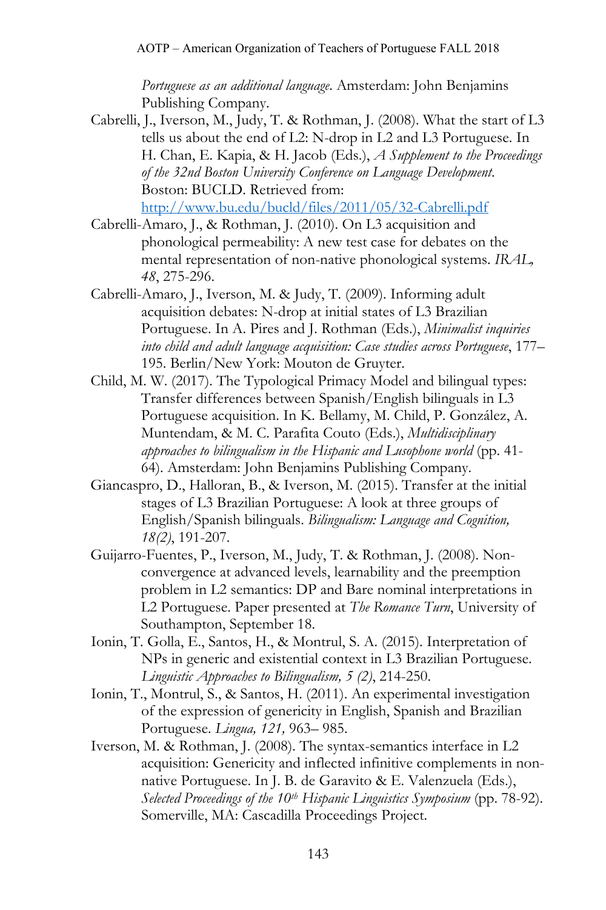*Portuguese as an additional language*. Amsterdam: John Benjamins Publishing Company.

Cabrelli, J., Iverson, M., Judy, T. & Rothman, J. (2008). What the start of L3 tells us about the end of L2: N-drop in L2 and L3 Portuguese. In H. Chan, E. Kapia, & H. Jacob (Eds.), *A Supplement to the Proceedings of the 32nd Boston University Conference on Language Development*. Boston: BUCLD. Retrieved from: http://www.bu.edu/bucld/files/2011/05/32-Cabrelli.pdf

Cabrelli-Amaro, J., & Rothman, J. (2010). On L3 acquisition and phonological permeability: A new test case for debates on the mental representation of non-native phonological systems. *IRAL, 48*, 275-296.

Cabrelli-Amaro, J., Iverson, M. & Judy, T. (2009). Informing adult acquisition debates: N-drop at initial states of L3 Brazilian Portuguese. In A. Pires and J. Rothman (Eds.), *Minimalist inquiries into child and adult language acquisition: Case studies across Portuguese*, 177–195. Berlin/New York: Mouton de Gruyter.

Child, M. W. (2017). The Typological Primacy Model and bilingual types: Transfer differences between Spanish/English bilinguals in L3 Portuguese acquisition. In K. Bellamy, M. Child, P. González, A. Muntendam, & M. C. Parafita Couto (Eds.), *Multidisciplinary approaches to bilingualism in the Hispanic and Lusophone world* (pp. 41-64). Amsterdam: John Benjamins Publishing Company.

Giancaspro, D., Halloran, B., & Iverson, M. (2015). Transfer at the initial stages of L3 Brazilian Portuguese: A look at three groups of English/Spanish bilinguals. *Bilingualism: Language and Cognition, 18(2)*, 191-207.

Guijarro-Fuentes, P., Iverson, M., Judy, T. & Rothman, J. (2008). Non-convergence at advanced levels, learnability and the preemption problem in L2 semantics: DP and Bare nominal interpretations in L2 Portuguese. Paper presented at *The Romance Turn*, University of Southampton, September 18.

Ionin, T. Golla, E., Santos, H., & Montrul, S. A. (2015). Interpretation of NPs in generic and existential context in L3 Brazilian Portuguese. *Linguistic Approaches to Bilingualism, 5 (2)*, 214-250.

Ionin, T., Montrul, S., & Santos, H. (2011). An experimental investigation of the expression of genericity in English, Spanish and Brazilian Portuguese. *Lingua, 121,* 963– 985.

Iverson, M. & Rothman, J. (2008). The syntax-semantics interface in L2 acquisition: Genericity and inflected infinitive complements in non-native Portuguese. In J. B. de Garavito & E. Valenzuela (Eds.), *Selected Proceedings of the 10th Hispanic Linguistics Symposium* (pp. 78-92). Somerville, MA: Cascadilla Proceedings Project.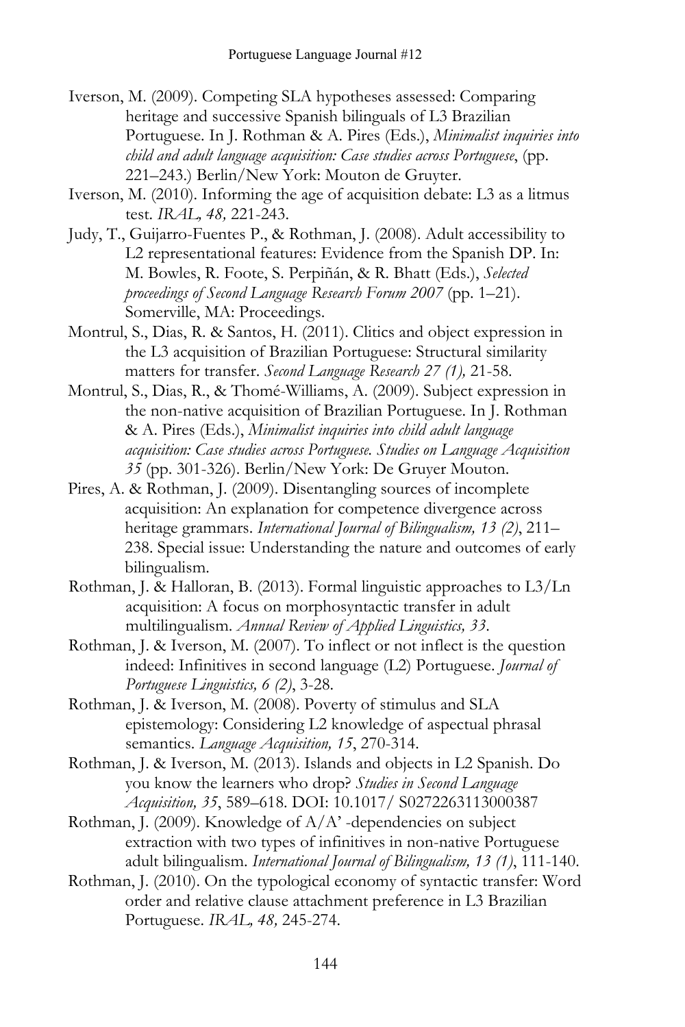Iverson, M. (2009). Competing SLA hypotheses assessed: Comparing heritage and successive Spanish bilinguals of L3 Brazilian Portuguese. In J. Rothman & A. Pires (Eds.), *Minimalist inquiries into child and adult language acquisition: Case studies across Portuguese*, (pp. 221–243.) Berlin/New York: Mouton de Gruyter.

Iverson, M. (2010). Informing the age of acquisition debate: L3 as a litmus test. *IRAL, 48,* 221-243.

Judy, T., Guijarro-Fuentes P., & Rothman, J. (2008). Adult accessibility to L2 representational features: Evidence from the Spanish DP. In: M. Bowles, R. Foote, S. Perpiñán, & R. Bhatt (Eds.), *Selected proceedings of Second Language Research Forum 2007* (pp. 1–21). Somerville, MA: Proceedings.

Montrul, S., Dias, R. & Santos, H. (2011). Clitics and object expression in the L3 acquisition of Brazilian Portuguese: Structural similarity matters for transfer. *Second Language Research 27 (1),* 21-58.

Montrul, S., Dias, R., & Thomé-Williams, A. (2009). Subject expression in the non-native acquisition of Brazilian Portuguese. In J. Rothman & A. Pires (Eds.), *Minimalist inquiries into child adult language acquisition: Case studies across Portuguese. Studies on Language Acquisition 35* (pp. 301-326). Berlin/New York: De Gruyer Mouton.

Pires, A. & Rothman, J. (2009). Disentangling sources of incomplete acquisition: An explanation for competence divergence across heritage grammars. *International Journal of Bilingualism, 13 (2)*, 211–238. Special issue: Understanding the nature and outcomes of early bilingualism.

Rothman, J. & Halloran, B. (2013). Formal linguistic approaches to L3/Ln acquisition: A focus on morphosyntactic transfer in adult multilingualism. *Annual Review of Applied Linguistics, 33*.

Rothman, J. & Iverson, M. (2007). To inflect or not inflect is the question indeed: Infinitives in second language (L2) Portuguese. *Journal of Portuguese Linguistics, 6 (2)*, 3-28.

Rothman, J. & Iverson, M. (2008). Poverty of stimulus and SLA epistemology: Considering L2 knowledge of aspectual phrasal semantics. *Language Acquisition, 15*, 270-314.

Rothman, J. & Iverson, M. (2013). Islands and objects in L2 Spanish. Do you know the learners who drop? *Studies in Second Language Acquisition, 35*, 589–618. DOI: 10.1017/ S0272263113000387

Rothman, J. (2009). Knowledge of A/A' -dependencies on subject extraction with two types of infinitives in non-native Portuguese adult bilingualism. *International Journal of Bilingualism, 13 (1)*, 111-140.

Rothman, J. (2010). On the typological economy of syntactic transfer: Word order and relative clause attachment preference in L3 Brazilian Portuguese. *IRAL, 48,* 245-274.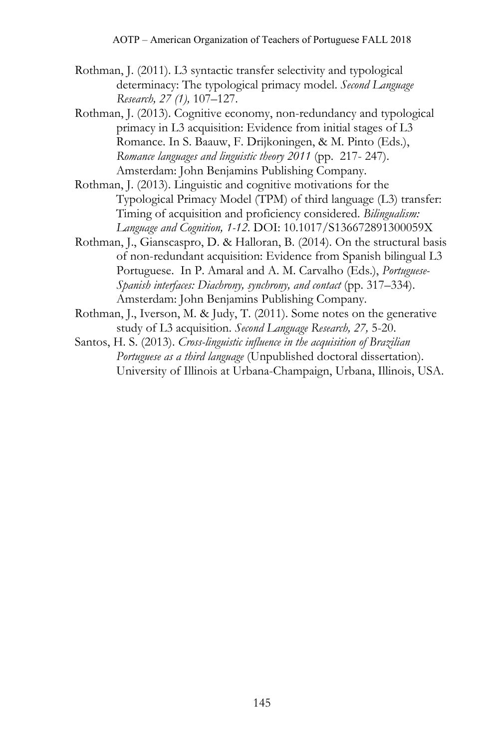Rothman, J. (2011). L3 syntactic transfer selectivity and typological determinacy: The typological primacy model. *Second Language Research, 27 (1),* 107–127.

Rothman, J. (2013). Cognitive economy, non-redundancy and typological primacy in L3 acquisition: Evidence from initial stages of L3 Romance. In S. Baauw, F. Drijkoningen, & M. Pinto (Eds.), *Romance languages and linguistic theory 2011* (pp. 217- 247). Amsterdam: John Benjamins Publishing Company.

Rothman, J. (2013). Linguistic and cognitive motivations for the Typological Primacy Model (TPM) of third language (L3) transfer: Timing of acquisition and proficiency considered. *Bilingualism: Language and Cognition, 1-12*. DOI: 10.1017/S136672891300059X

Rothman, J., Gianscaspro, D. & Halloran, B. (2014). On the structural basis of non-redundant acquisition: Evidence from Spanish bilingual L3 Portuguese. In P. Amaral and A. M. Carvalho (Eds.), *Portuguese-Spanish interfaces: Diachrony, synchrony, and contact* (pp. 317–334). Amsterdam: John Benjamins Publishing Company.

Rothman, J., Iverson, M. & Judy, T. (2011). Some notes on the generative study of L3 acquisition. *Second Language Research, 27,* 5-20.

Santos, H. S. (2013). *Cross-linguistic influence in the acquisition of Brazilian Portuguese as a third language* (Unpublished doctoral dissertation). University of Illinois at Urbana-Champaign, Urbana, Illinois, USA.